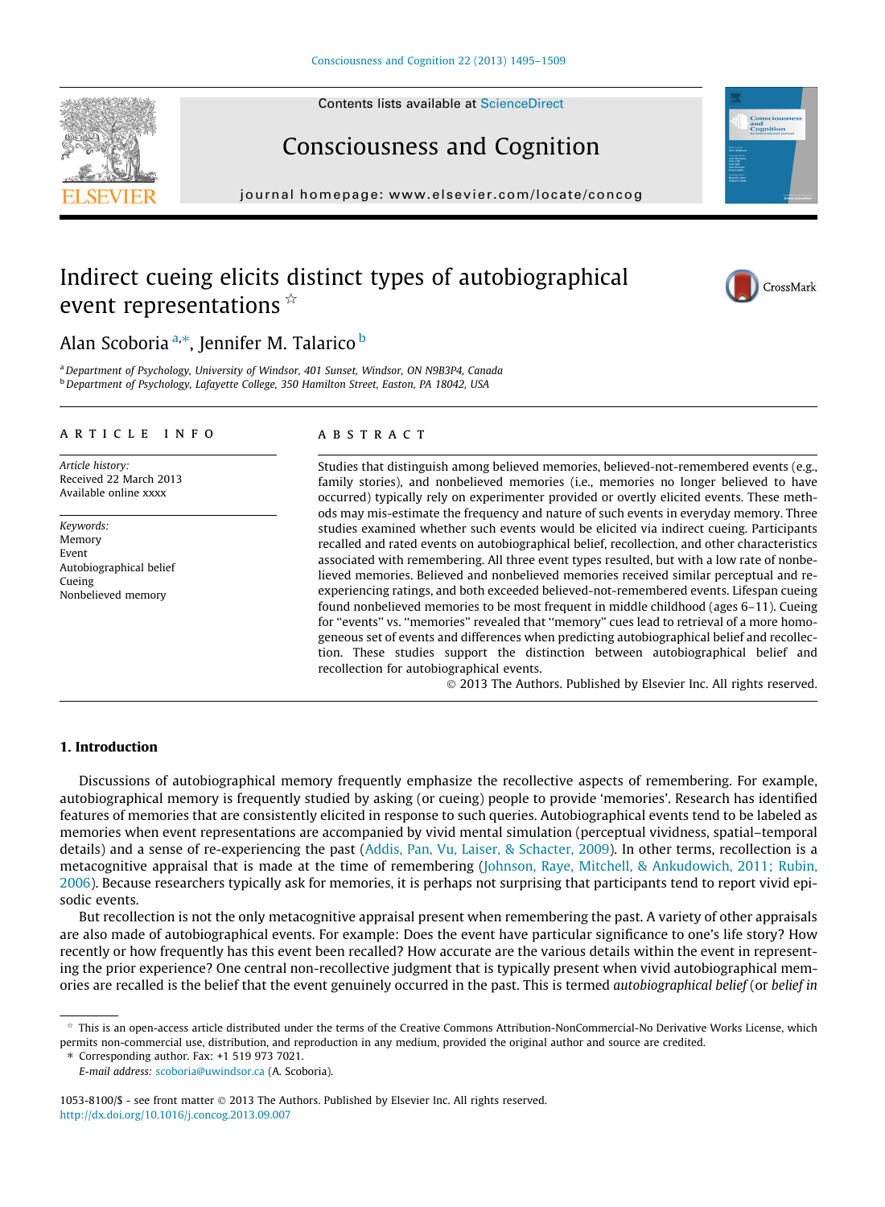Contents lists available at ScienceDirect

# Consciousness and Cognition

journal homepage: www.elsevier.com/locate/concog

# Indirect cueing elicits distinct types of autobiographical event representations ☆

Alan Scoboria [a,*], Jennifer M. Talarico [b]

[a] Department of Psychology, University of Windsor, 401 Sunset, Windsor, ON N9B3P4, Canada
[b] Department of Psychology, Lafayette College, 350 Hamilton Street, Easton, PA 18042, USA

## ARTICLE INFO

*Article history:*
Received 22 March 2013
Available online xxxx

*Keywords:*
Memory
Event
Autobiographical belief
Cueing
Nonbelieved memory

## ABSTRACT

Studies that distinguish among believed memories, believed-not-remembered events (e.g., family stories), and nonbelieved memories (i.e., memories no longer believed to have occurred) typically rely on experimenter provided or overtly elicited events. These methods may mis-estimate the frequency and nature of such events in everyday memory. Three studies examined whether such events would be elicited via indirect cueing. Participants recalled and rated events on autobiographical belief, recollection, and other characteristics associated with remembering. All three event types resulted, but with a low rate of nonbelieved memories. Believed and nonbelieved memories received similar perceptual and re-experiencing ratings, and both exceeded believed-not-remembered events. Lifespan cueing found nonbelieved memories to be most frequent in middle childhood (ages 6–11). Cueing for "events" vs. "memories" revealed that "memory" cues lead to retrieval of a more homogeneous set of events and differences when predicting autobiographical belief and recollection. These studies support the distinction between autobiographical belief and recollection for autobiographical events.

© 2013 The Authors. Published by Elsevier Inc. All rights reserved.

## 1. Introduction

Discussions of autobiographical memory frequently emphasize the recollective aspects of remembering. For example, autobiographical memory is frequently studied by asking (or cueing) people to provide 'memories'. Research has identified features of memories that are consistently elicited in response to such queries. Autobiographical events tend to be labeled as memories when event representations are accompanied by vivid mental simulation (perceptual vividness, spatial–temporal details) and a sense of re-experiencing the past (Addis, Pan, Vu, Laiser, & Schacter, 2009). In other terms, recollection is a metacognitive appraisal that is made at the time of remembering (Johnson, Raye, Mitchell, & Ankudowich, 2011; Rubin, 2006). Because researchers typically ask for memories, it is perhaps not surprising that participants tend to report vivid episodic events.

But recollection is not the only metacognitive appraisal present when remembering the past. A variety of other appraisals are also made of autobiographical events. For example: Does the event have particular significance to one's life story? How recently or how frequently has this event been recalled? How accurate are the various details within the event in representing the prior experience? One central non-recollective judgment that is typically present when vivid autobiographical memories are recalled is the belief that the event genuinely occurred in the past. This is termed *autobiographical belief* (or *belief in*

☆ This is an open-access article distributed under the terms of the Creative Commons Attribution-NonCommercial-No Derivative Works License, which permits non-commercial use, distribution, and reproduction in any medium, provided the original author and source are credited.

* Corresponding author. Fax: +1 519 973 7021.
*E-mail address:* scoboria@uwindsor.ca (A. Scoboria).

1053-8100/$ - see front matter © 2013 The Authors. Published by Elsevier Inc. All rights reserved.
http://dx.doi.org/10.1016/j.concog.2013.09.007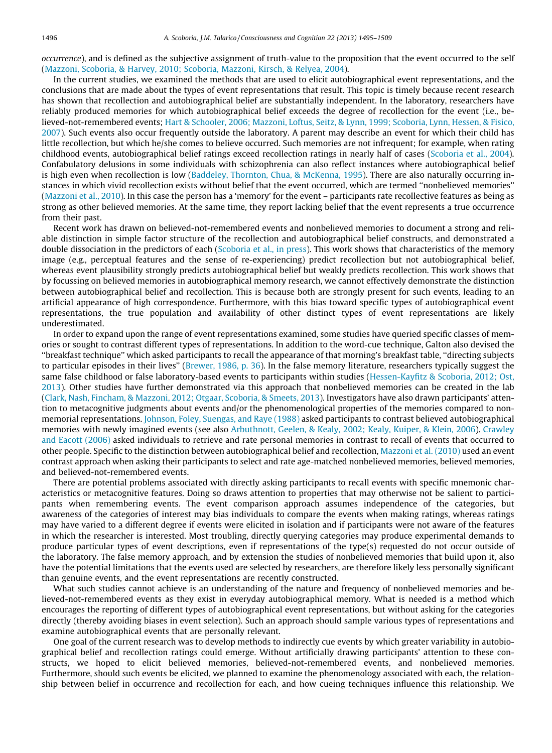*occurrence*), and is defined as the subjective assignment of truth-value to the proposition that the event occurred to the self (Mazzoni, Scoboria, & Harvey, 2010; Scoboria, Mazzoni, Kirsch, & Relyea, 2004).

In the current studies, we examined the methods that are used to elicit autobiographical event representations, and the conclusions that are made about the types of event representations that result. This topic is timely because recent research has shown that recollection and autobiographical belief are substantially independent. In the laboratory, researchers have reliably produced memories for which autobiographical belief exceeds the degree of recollection for the event (i.e., believed-not-remembered events; Hart & Schooler, 2006; Mazzoni, Loftus, Seitz, & Lynn, 1999; Scoboria, Lynn, Hessen, & Fisico, 2007). Such events also occur frequently outside the laboratory. A parent may describe an event for which their child has little recollection, but which he/she comes to believe occurred. Such memories are not infrequent; for example, when rating childhood events, autobiographical belief ratings exceed recollection ratings in nearly half of cases (Scoboria et al., 2004). Confabulatory delusions in some individuals with schizophrenia can also reflect instances where autobiographical belief is high even when recollection is low (Baddeley, Thornton, Chua, & McKenna, 1995). There are also naturally occurring instances in which vivid recollection exists without belief that the event occurred, which are termed "nonbelieved memories" (Mazzoni et al., 2010). In this case the person has a 'memory' for the event – participants rate recollective features as being as strong as other believed memories. At the same time, they report lacking belief that the event represents a true occurrence from their past.

Recent work has drawn on believed-not-remembered events and nonbelieved memories to document a strong and reliable distinction in simple factor structure of the recollection and autobiographical belief constructs, and demonstrated a double dissociation in the predictors of each (Scoboria et al., in press). This work shows that characteristics of the memory image (e.g., perceptual features and the sense of re-experiencing) predict recollection but not autobiographical belief, whereas event plausibility strongly predicts autobiographical belief but weakly predicts recollection. This work shows that by focussing on believed memories in autobiographical memory research, we cannot effectively demonstrate the distinction between autobiographical belief and recollection. This is because both are strongly present for such events, leading to an artificial appearance of high correspondence. Furthermore, with this bias toward specific types of autobiographical event representations, the true population and availability of other distinct types of event representations are likely underestimated.

In order to expand upon the range of event representations examined, some studies have queried specific classes of memories or sought to contrast different types of representations. In addition to the word-cue technique, Galton also devised the "breakfast technique" which asked participants to recall the appearance of that morning's breakfast table, "directing subjects to particular episodes in their lives" (Brewer, 1986, p. 36). In the false memory literature, researchers typically suggest the same false childhood or false laboratory-based events to participants within studies (Hessen-Kayfitz & Scoboria, 2012; Ost, 2013). Other studies have further demonstrated via this approach that nonbelieved memories can be created in the lab (Clark, Nash, Fincham, & Mazzoni, 2012; Otgaar, Scoboria, & Smeets, 2013). Investigators have also drawn participants' attention to metacognitive judgments about events and/or the phenomenological properties of the memories compared to non-memorial representations. Johnson, Foley, Suengas, and Raye (1988) asked participants to contrast believed autobiographical memories with newly imagined events (see also Arbuthnott, Geelen, & Kealy, 2002; Kealy, Kuiper, & Klein, 2006). Crawley and Eacott (2006) asked individuals to retrieve and rate personal memories in contrast to recall of events that occurred to other people. Specific to the distinction between autobiographical belief and recollection, Mazzoni et al. (2010) used an event contrast approach when asking their participants to select and rate age-matched nonbelieved memories, believed memories, and believed-not-remembered events.

There are potential problems associated with directly asking participants to recall events with specific mnemonic characteristics or metacognitive features. Doing so draws attention to properties that may otherwise not be salient to participants when remembering events. The event comparison approach assumes independence of the categories, but awareness of the categories of interest may bias individuals to compare the events when making ratings, whereas ratings may have varied to a different degree if events were elicited in isolation and if participants were not aware of the features in which the researcher is interested. Most troubling, directly querying categories may produce experimental demands to produce particular types of event descriptions, even if representations of the type(s) requested do not occur outside of the laboratory. The false memory approach, and by extension the studies of nonbelieved memories that build upon it, also have the potential limitations that the events used are selected by researchers, are therefore likely less personally significant than genuine events, and the event representations are recently constructed.

What such studies cannot achieve is an understanding of the nature and frequency of nonbelieved memories and believed-not-remembered events as they exist in everyday autobiographical memory. What is needed is a method which encourages the reporting of different types of autobiographical event representations, but without asking for the categories directly (thereby avoiding biases in event selection). Such an approach should sample various types of representations and examine autobiographical events that are personally relevant.

One goal of the current research was to develop methods to indirectly cue events by which greater variability in autobiographical belief and recollection ratings could emerge. Without artificially drawing participants' attention to these constructs, we hoped to elicit believed memories, believed-not-remembered events, and nonbelieved memories. Furthermore, should such events be elicited, we planned to examine the phenomenology associated with each, the relationship between belief in occurrence and recollection for each, and how cueing techniques influence this relationship. We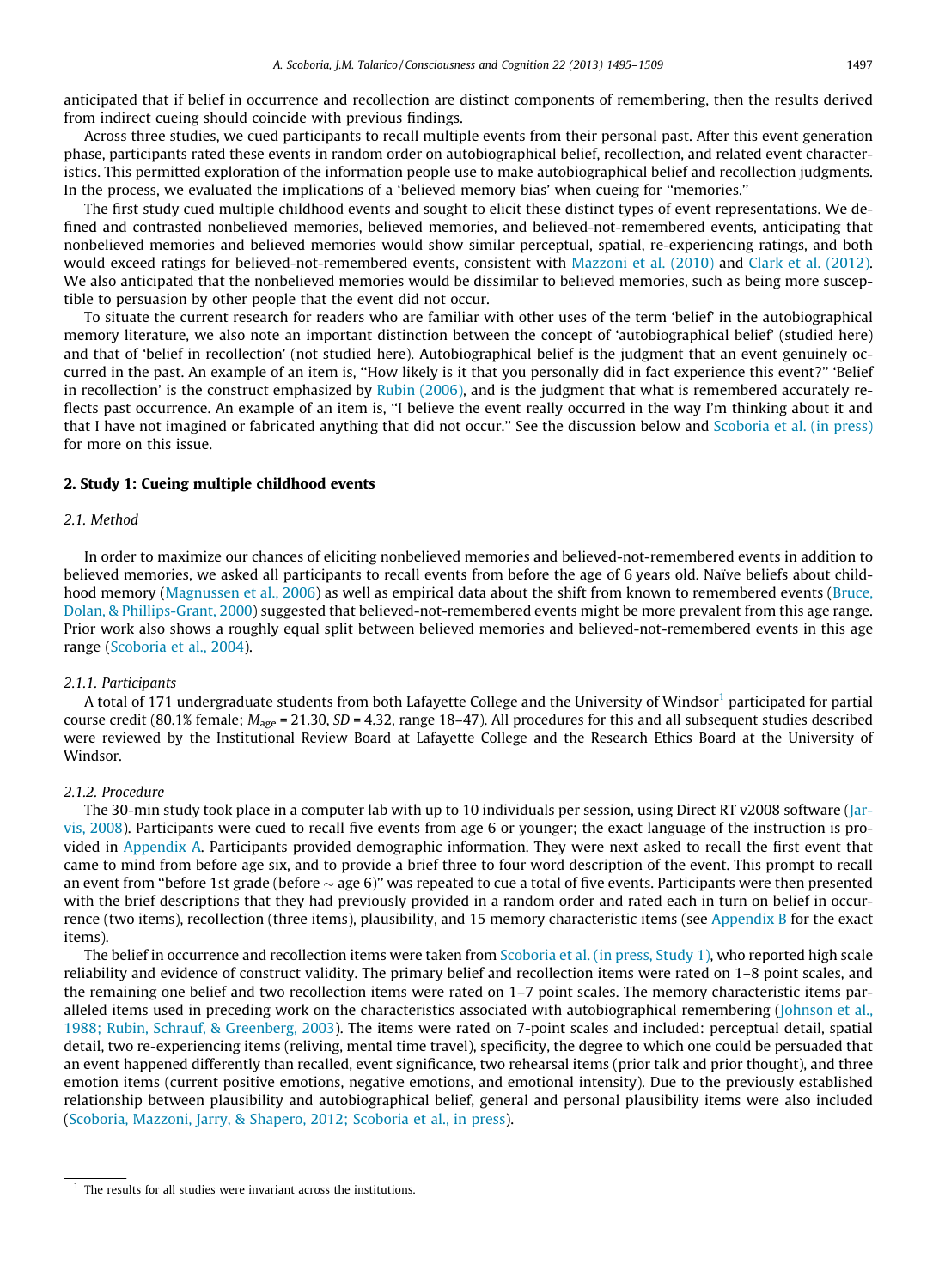anticipated that if belief in occurrence and recollection are distinct components of remembering, then the results derived from indirect cueing should coincide with previous findings.

Across three studies, we cued participants to recall multiple events from their personal past. After this event generation phase, participants rated these events in random order on autobiographical belief, recollection, and related event characteristics. This permitted exploration of the information people use to make autobiographical belief and recollection judgments. In the process, we evaluated the implications of a 'believed memory bias' when cueing for ''memories.''

The first study cued multiple childhood events and sought to elicit these distinct types of event representations. We defined and contrasted nonbelieved memories, believed memories, and believed-not-remembered events, anticipating that nonbelieved memories and believed memories would show similar perceptual, spatial, re-experiencing ratings, and both would exceed ratings for believed-not-remembered events, consistent with Mazzoni et al. (2010) and Clark et al. (2012). We also anticipated that the nonbelieved memories would be dissimilar to believed memories, such as being more susceptible to persuasion by other people that the event did not occur.

To situate the current research for readers who are familiar with other uses of the term 'belief' in the autobiographical memory literature, we also note an important distinction between the concept of 'autobiographical belief' (studied here) and that of 'belief in recollection' (not studied here). Autobiographical belief is the judgment that an event genuinely occurred in the past. An example of an item is, ''How likely is it that you personally did in fact experience this event?'' 'Belief in recollection' is the construct emphasized by Rubin (2006), and is the judgment that what is remembered accurately reflects past occurrence. An example of an item is, ''I believe the event really occurred in the way I'm thinking about it and that I have not imagined or fabricated anything that did not occur.'' See the discussion below and Scoboria et al. (in press) for more on this issue.

## 2. Study 1: Cueing multiple childhood events

### 2.1. Method

In order to maximize our chances of eliciting nonbelieved memories and believed-not-remembered events in addition to believed memories, we asked all participants to recall events from before the age of 6 years old. Naïve beliefs about childhood memory (Magnussen et al., 2006) as well as empirical data about the shift from known to remembered events (Bruce, Dolan, & Phillips-Grant, 2000) suggested that believed-not-remembered events might be more prevalent from this age range. Prior work also shows a roughly equal split between believed memories and believed-not-remembered events in this age range (Scoboria et al., 2004).

#### 2.1.1. Participants

A total of 171 undergraduate students from both Lafayette College and the University of Windsor[1] participated for partial course credit (80.1% female; $M_{age}$ = 21.30, $SD$ = 4.32, range 18–47). All procedures for this and all subsequent studies described were reviewed by the Institutional Review Board at Lafayette College and the Research Ethics Board at the University of Windsor.

#### 2.1.2. Procedure

The 30-min study took place in a computer lab with up to 10 individuals per session, using Direct RT v2008 software (Jarvis, 2008). Participants were cued to recall five events from age 6 or younger; the exact language of the instruction is provided in Appendix A. Participants provided demographic information. They were next asked to recall the first event that came to mind from before age six, and to provide a brief three to four word description of the event. This prompt to recall an event from ''before 1st grade (before ~ age 6)'' was repeated to cue a total of five events. Participants were then presented with the brief descriptions that they had previously provided in a random order and rated each in turn on belief in occurrence (two items), recollection (three items), plausibility, and 15 memory characteristic items (see Appendix B for the exact items).

The belief in occurrence and recollection items were taken from Scoboria et al. (in press, Study 1), who reported high scale reliability and evidence of construct validity. The primary belief and recollection items were rated on 1–8 point scales, and the remaining one belief and two recollection items were rated on 1–7 point scales. The memory characteristic items paralleled items used in preceding work on the characteristics associated with autobiographical remembering (Johnson et al., 1988; Rubin, Schrauf, & Greenberg, 2003). The items were rated on 7-point scales and included: perceptual detail, spatial detail, two re-experiencing items (reliving, mental time travel), specificity, the degree to which one could be persuaded that an event happened differently than recalled, event significance, two rehearsal items (prior talk and prior thought), and three emotion items (current positive emotions, negative emotions, and emotional intensity). Due to the previously established relationship between plausibility and autobiographical belief, general and personal plausibility items were also included (Scoboria, Mazzoni, Jarry, & Shapero, 2012; Scoboria et al., in press).

[1] The results for all studies were invariant across the institutions.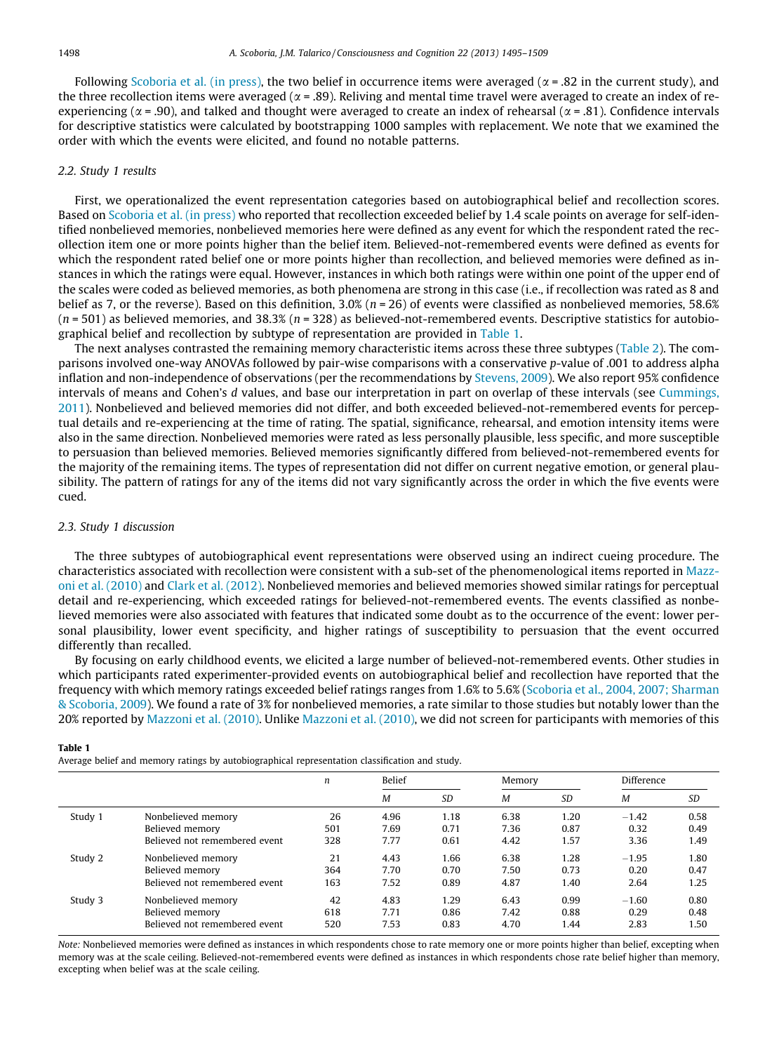Following Scoboria et al. (in press), the two belief in occurrence items were averaged ($\alpha = .82$ in the current study), and the three recollection items were averaged ($\alpha = .89$). Reliving and mental time travel were averaged to create an index of re-experiencing ($\alpha = .90$), and talked and thought were averaged to create an index of rehearsal ($\alpha = .81$). Confidence intervals for descriptive statistics were calculated by bootstrapping 1000 samples with replacement. We note that we examined the order with which the events were elicited, and found no notable patterns.

### 2.2. Study 1 results

First, we operationalized the event representation categories based on autobiographical belief and recollection scores. Based on Scoboria et al. (in press) who reported that recollection exceeded belief by 1.4 scale points on average for self-identified nonbelieved memories, nonbelieved memories here were defined as any event for which the respondent rated the recollection item one or more points higher than the belief item. Believed-not-remembered events were defined as events for which the respondent rated belief one or more points higher than recollection, and believed memories were defined as instances in which the ratings were equal. However, instances in which both ratings were within one point of the upper end of the scales were coded as believed memories, as both phenomena are strong in this case (i.e., if recollection was rated as 8 and belief as 7, or the reverse). Based on this definition, 3.0% ($n = 26$) of events were classified as nonbelieved memories, 58.6% ($n = 501$) as believed memories, and 38.3% ($n = 328$) as believed-not-remembered events. Descriptive statistics for autobiographical belief and recollection by subtype of representation are provided in Table 1.

The next analyses contrasted the remaining memory characteristic items across these three subtypes (Table 2). The comparisons involved one-way ANOVAs followed by pair-wise comparisons with a conservative $p$-value of .001 to address alpha inflation and non-independence of observations (per the recommendations by Stevens, 2009). We also report 95% confidence intervals of means and Cohen's $d$ values, and base our interpretation in part on overlap of these intervals (see Cummings, 2011). Nonbelieved and believed memories did not differ, and both exceeded believed-not-remembered events for perceptual details and re-experiencing at the time of rating. The spatial, significance, rehearsal, and emotion intensity items were also in the same direction. Nonbelieved memories were rated as less personally plausible, less specific, and more susceptible to persuasion than believed memories. Believed memories significantly differed from believed-not-remembered events for the majority of the remaining items. The types of representation did not differ on current negative emotion, or general plausibility. The pattern of ratings for any of the items did not vary significantly across the order in which the five events were cued.

### 2.3. Study 1 discussion

The three subtypes of autobiographical event representations were observed using an indirect cueing procedure. The characteristics associated with recollection were consistent with a sub-set of the phenomenological items reported in Mazzoni et al. (2010) and Clark et al. (2012). Nonbelieved memories and believed memories showed similar ratings for perceptual detail and re-experiencing, which exceeded ratings for believed-not-remembered events. The events classified as nonbelieved memories were also associated with features that indicated some doubt as to the occurrence of the event: lower personal plausibility, lower event specificity, and higher ratings of susceptibility to persuasion that the event occurred differently than recalled.

By focusing on early childhood events, we elicited a large number of believed-not-remembered events. Other studies in which participants rated experimenter-provided events on autobiographical belief and recollection have reported that the frequency with which memory ratings exceeded belief ratings ranges from 1.6% to 5.6% (Scoboria et al., 2004, 2007; Sharman & Scoboria, 2009). We found a rate of 3% for nonbelieved memories, a rate similar to those studies but notably lower than the 20% reported by Mazzoni et al. (2010). Unlike Mazzoni et al. (2010), we did not screen for participants with memories of this

**Table 1**
Average belief and memory ratings by autobiographical representation classification and study.

| | | $n$ | Belief | | Memory | | Difference | |
|---|---|---|---|---|---|---|---|---|
| | | | $M$ | $SD$ | $M$ | $SD$ | $M$ | $SD$ |
| Study 1 | Nonbelieved memory | 26 | 4.96 | 1.18 | 6.38 | 1.20 | −1.42 | 0.58 |
| | Believed memory | 501 | 7.69 | 0.71 | 7.36 | 0.87 | 0.32 | 0.49 |
| | Believed not remembered event | 328 | 7.77 | 0.61 | 4.42 | 1.57 | 3.36 | 1.49 |
| Study 2 | Nonbelieved memory | 21 | 4.43 | 1.66 | 6.38 | 1.28 | −1.95 | 1.80 |
| | Believed memory | 364 | 7.70 | 0.70 | 7.50 | 0.73 | 0.20 | 0.47 |
| | Believed not remembered event | 163 | 7.52 | 0.89 | 4.87 | 1.40 | 2.64 | 1.25 |
| Study 3 | Nonbelieved memory | 42 | 4.83 | 1.29 | 6.43 | 0.99 | −1.60 | 0.80 |
| | Believed memory | 618 | 7.71 | 0.86 | 7.42 | 0.88 | 0.29 | 0.48 |
| | Believed not remembered event | 520 | 7.53 | 0.83 | 4.70 | 1.44 | 2.83 | 1.50 |

*Note:* Nonbelieved memories were defined as instances in which respondents chose to rate memory one or more points higher than belief, excepting when memory was at the scale ceiling. Believed-not-remembered events were defined as instances in which respondents chose rate belief higher than memory, excepting when belief was at the scale ceiling.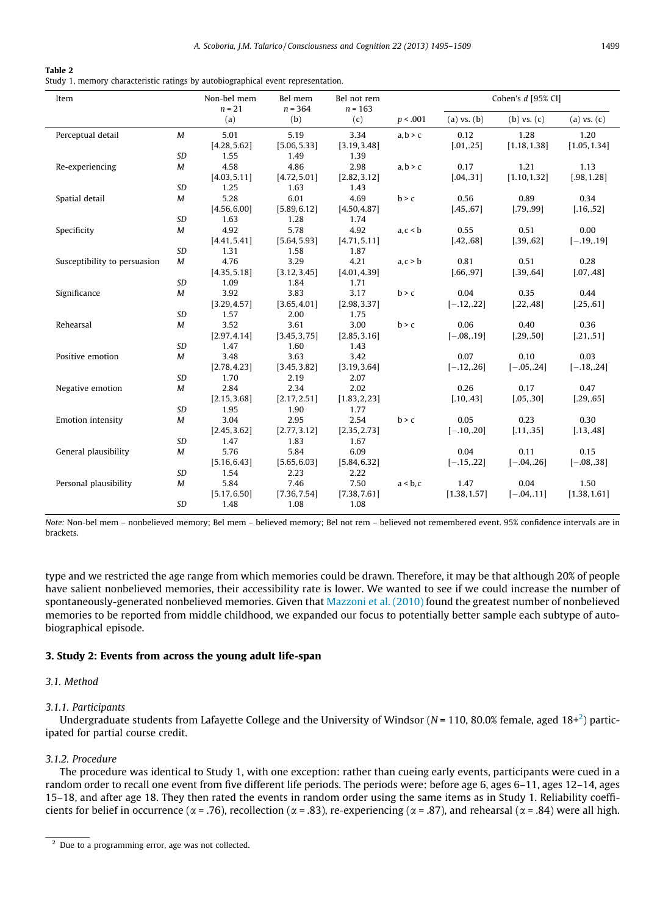**Table 2**
Study 1, memory characteristic ratings by autobiographical event representation.

| Item | | Non-bel mem $n = 21$ (a) | Bel mem $n = 364$ (b) | Bel not rem $n = 163$ (c) | $p < .001$ | Cohen's $d$ [95% CI] (a) vs. (b) | (b) vs. (c) | (a) vs. (c) |
|---|---|---|---|---|---|---|---|---|
| Perceptual detail | *M* | 5.01 [4.28,5.62] | 5.19 [5.06,5.33] | 3.34 [3.19,3.48] | a,b > c | 0.12 [.01,.25] | 1.28 [1.18,1.38] | 1.20 [1.05,1.34] |
| | *SD* | 1.55 | 1.49 | 1.39 | | | | |
| Re-experiencing | *M* | 4.58 [4.03,5.11] | 4.86 [4.72,5.01] | 2.98 [2.82,3.12] | a,b > c | 0.17 [.04,.31] | 1.21 [1.10,1.32] | 1.13 [.98,1.28] |
| | *SD* | 1.25 | 1.63 | 1.43 | | | | |
| Spatial detail | *M* | 5.28 [4.56,6.00] | 6.01 [5.89,6.12] | 4.69 [4.50,4.87] | b > c | 0.56 [.45,.67] | 0.89 [.79,.99] | 0.34 [.16,.52] |
| | *SD* | 1.63 | 1.28 | 1.74 | | | | |
| Specificity | *M* | 4.92 [4.41,5.41] | 5.78 [5.64,5.93] | 4.92 [4.71,5.11] | a,c < b | 0.55 [.42,.68] | 0.51 [.39,.62] | 0.00 [−.19,.19] |
| | *SD* | 1.31 | 1.58 | 1.87 | | | | |
| Susceptibility to persuasion | *M* | 4.76 [4.35,5.18] | 3.29 [3.12,3.45] | 4.21 [4.01,4.39] | a,c > b | 0.81 [.66,.97] | 0.51 [.39,.64] | 0.28 [.07,.48] |
| | *SD* | 1.09 | 1.84 | 1.71 | | | | |
| Significance | *M* | 3.92 [3.29,4.57] | 3.83 [3.65,4.01] | 3.17 [2.98,3.37] | b > c | 0.04 [−.12,.22] | 0.35 [.22,.48] | 0.44 [.25,.61] |
| | *SD* | 1.57 | 2.00 | 1.75 | | | | |
| Rehearsal | *M* | 3.52 [2.97,4.14] | 3.61 [3.45,3.75] | 3.00 [2.85,3.16] | b > c | 0.06 [−.08,.19] | 0.40 [.29,.50] | 0.36 [.21,.51] |
| | *SD* | 1.47 | 1.60 | 1.43 | | | | |
| Positive emotion | *M* | 3.48 [2.78,4.23] | 3.63 [3.45,3.82] | 3.42 [3.19,3.64] | | 0.07 [−.12,.26] | 0.10 [−.05,.24] | 0.03 [−.18,.24] |
| | *SD* | 1.70 | 2.19 | 2.07 | | | | |
| Negative emotion | *M* | 2.84 [2.15,3.68] | 2.34 [2.17,2.51] | 2.02 [1.83,2.23] | | 0.26 [.10,.43] | 0.17 [.05,.30] | 0.47 [.29,.65] |
| | *SD* | 1.95 | 1.90 | 1.77 | | | | |
| Emotion intensity | *M* | 3.04 [2.45,3.62] | 2.95 [2.77,3.12] | 2.54 [2.35,2.73] | b > c | 0.05 [−.10,.20] | 0.23 [.11,.35] | 0.30 [.13,.48] |
| | *SD* | 1.47 | 1.83 | 1.67 | | | | |
| General plausibility | *M* | 5.76 [5.16,6.43] | 5.84 [5.65,6.03] | 6.09 [5.84,6.32] | | 0.04 [−.15,.22] | 0.11 [−.04,.26] | 0.15 [−.08,.38] |
| | *SD* | 1.54 | 2.23 | 2.22 | | | | |
| Personal plausibility | *M* | 5.84 [5.17,6.50] | 7.46 [7.36,7.54] | 7.50 [7.38,7.61] | a < b,c | 1.47 [1.38,1.57] | 0.04 [−.04,.11] | 1.50 [1.38,1.61] |
| | *SD* | 1.48 | 1.08 | 1.08 | | | | |

*Note:* Non-bel mem – nonbelieved memory; Bel mem – believed memory; Bel not rem – believed not remembered event. 95% confidence intervals are in brackets.

type and we restricted the age range from which memories could be drawn. Therefore, it may be that although 20% of people have salient nonbelieved memories, their accessibility rate is lower. We wanted to see if we could increase the number of spontaneously-generated nonbelieved memories. Given that Mazzoni et al. (2010) found the greatest number of nonbelieved memories to be reported from middle childhood, we expanded our focus to potentially better sample each subtype of autobiographical episode.

## 3. Study 2: Events from across the young adult life-span

### 3.1. Method

#### 3.1.1. Participants

Undergraduate students from Lafayette College and the University of Windsor ($N = 110$, 80.0% female, aged 18+[2]) participated for partial course credit.

#### 3.1.2. Procedure

The procedure was identical to Study 1, with one exception: rather than cueing early events, participants were cued in a random order to recall one event from five different life periods. The periods were: before age 6, ages 6–11, ages 12–14, ages 15–18, and after age 18. They then rated the events in random order using the same items as in Study 1. Reliability coefficients for belief in occurrence ($\alpha = .76$), recollection ($\alpha = .83$), re-experiencing ($\alpha = .87$), and rehearsal ($\alpha = .84$) were all high.

[2] Due to a programming error, age was not collected.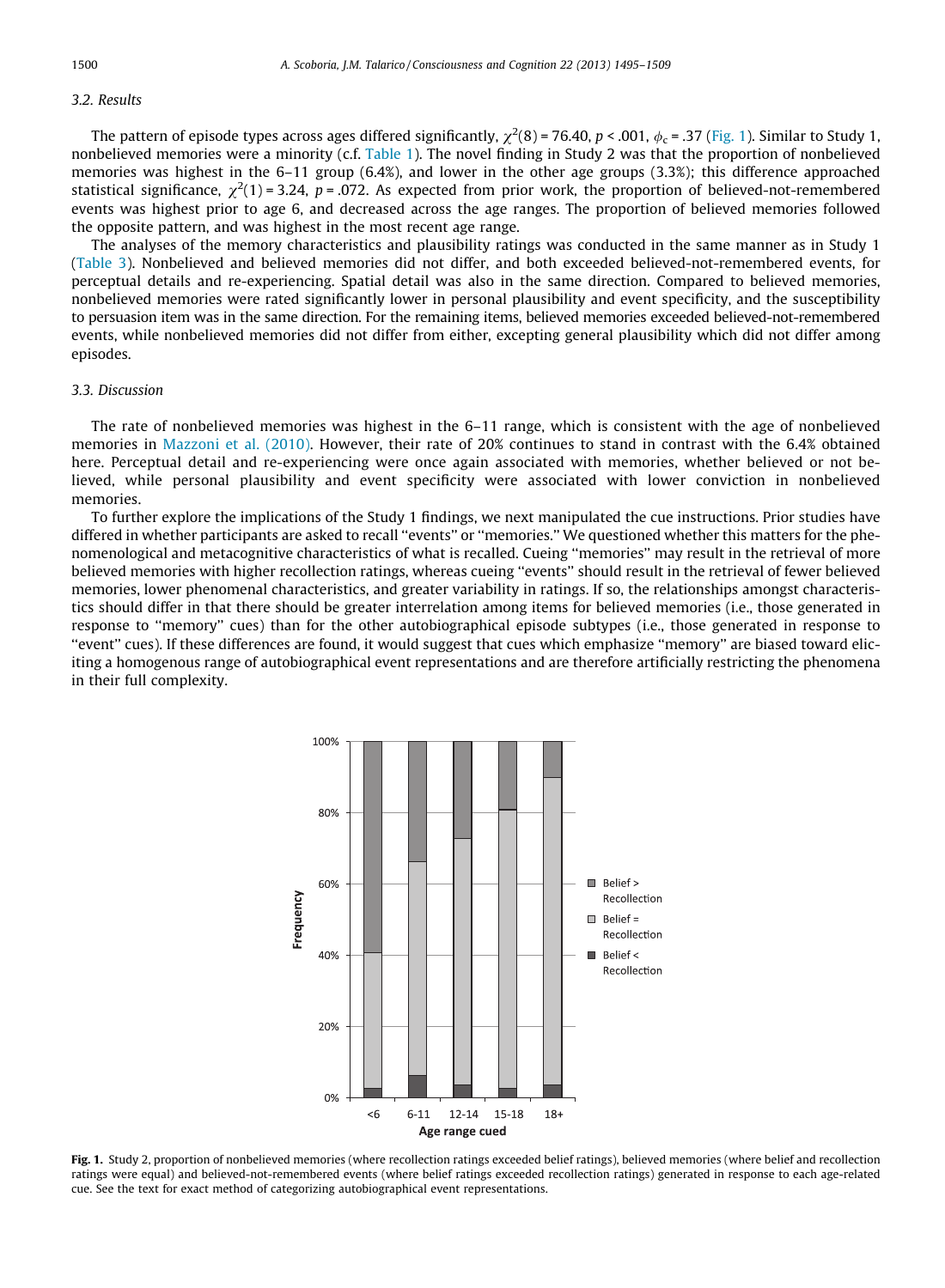### 3.2. Results

The pattern of episode types across ages differed significantly, $\chi^2(8) = 76.40$, $p < .001$, $\phi_c = .37$ (Fig. 1). Similar to Study 1, nonbelieved memories were a minority (c.f. Table 1). The novel finding in Study 2 was that the proportion of nonbelieved memories was highest in the 6–11 group (6.4%), and lower in the other age groups (3.3%); this difference approached statistical significance, $\chi^2(1) = 3.24$, $p = .072$. As expected from prior work, the proportion of believed-not-remembered events was highest prior to age 6, and decreased across the age ranges. The proportion of believed memories followed the opposite pattern, and was highest in the most recent age range.

The analyses of the memory characteristics and plausibility ratings was conducted in the same manner as in Study 1 (Table 3). Nonbelieved and believed memories did not differ, and both exceeded believed-not-remembered events, for perceptual details and re-experiencing. Spatial detail was also in the same direction. Compared to believed memories, nonbelieved memories were rated significantly lower in personal plausibility and event specificity, and the susceptibility to persuasion item was in the same direction. For the remaining items, believed memories exceeded believed-not-remembered events, while nonbelieved memories did not differ from either, excepting general plausibility which did not differ among episodes.

### 3.3. Discussion

The rate of nonbelieved memories was highest in the 6–11 range, which is consistent with the age of nonbelieved memories in Mazzoni et al. (2010). However, their rate of 20% continues to stand in contrast with the 6.4% obtained here. Perceptual detail and re-experiencing were once again associated with memories, whether believed or not believed, while personal plausibility and event specificity were associated with lower conviction in nonbelieved memories.

To further explore the implications of the Study 1 findings, we next manipulated the cue instructions. Prior studies have differed in whether participants are asked to recall "events" or "memories." We questioned whether this matters for the phenomenological and metacognitive characteristics of what is recalled. Cueing "memories" may result in the retrieval of more believed memories with higher recollection ratings, whereas cueing "events" should result in the retrieval of fewer believed memories, lower phenomenal characteristics, and greater variability in ratings. If so, the relationships amongst characteristics should differ in that there should be greater interrelation among items for believed memories (i.e., those generated in response to "memory" cues) than for the other autobiographical episode subtypes (i.e., those generated in response to "event" cues). If these differences are found, it would suggest that cues which emphasize "memory" are biased toward eliciting a homogenous range of autobiographical event representations and are therefore artificially restricting the phenomena in their full complexity.

**Fig. 1.** Study 2, proportion of nonbelieved memories (where recollection ratings exceeded belief ratings), believed memories (where belief and recollection ratings were equal) and believed-not-remembered events (where belief ratings exceeded recollection ratings) generated in response to each age-related cue. See the text for exact method of categorizing autobiographical event representations.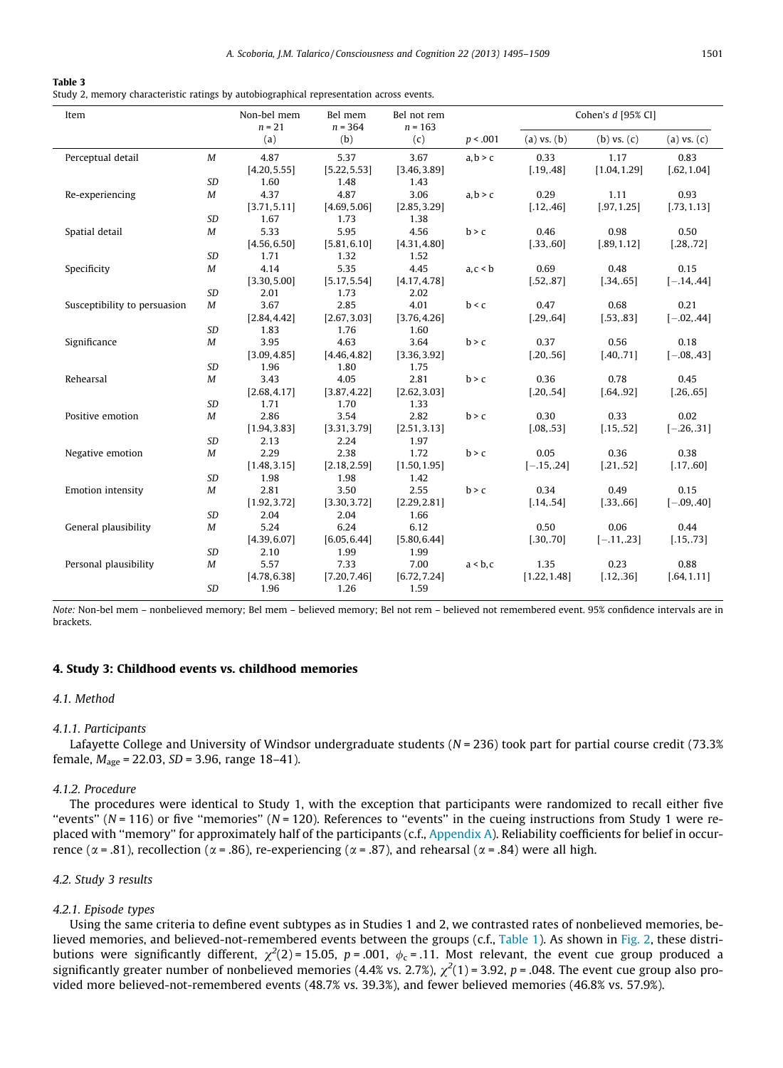**Table 3**
Study 2, memory characteristic ratings by autobiographical representation across events.

| Item | | Non-bel mem $n = 21$ (a) | Bel mem $n = 364$ (b) | Bel not rem $n = 163$ (c) | $p < .001$ | Cohen's $d$ [95% CI] (a) vs. (b) | (b) vs. (c) | (a) vs. (c) |
|---|---|---|---|---|---|---|---|---|
| Perceptual detail | $M$ | 4.87 [4.20, 5.55] | 5.37 [5.22, 5.53] | 3.67 [3.46, 3.89] | a, b > c | 0.33 [.19, .48] | 1.17 [1.04, 1.29] | 0.83 [.62, 1.04] |
| | $SD$ | 1.60 | 1.48 | 1.43 | | | | |
| Re-experiencing | $M$ | 4.37 [3.71, 5.11] | 4.87 [4.69, 5.06] | 3.06 [2.85, 3.29] | a, b > c | 0.29 [.12, .46] | 1.11 [.97, 1.25] | 0.93 [.73, 1.13] |
| | $SD$ | 1.67 | 1.73 | 1.38 | | | | |
| Spatial detail | $M$ | 5.33 [4.56, 6.50] | 5.95 [5.81, 6.10] | 4.56 [4.31, 4.80] | b > c | 0.46 [.33, .60] | 0.98 [.89, 1.12] | 0.50 [.28, .72] |
| | $SD$ | 1.71 | 1.32 | 1.52 | | | | |
| Specificity | $M$ | 4.14 [3.30, 5.00] | 5.35 [5.17, 5.54] | 4.45 [4.17, 4.78] | a, c < b | 0.69 [.52, .87] | 0.48 [.34, .65] | 0.15 [−.14, .44] |
| | $SD$ | 2.01 | 1.73 | 2.02 | | | | |
| Susceptibility to persuasion | $M$ | 3.67 [2.84, 4.42] | 2.85 [2.67, 3.03] | 4.01 [3.76, 4.26] | b < c | 0.47 [.29, .64] | 0.68 [.53, .83] | 0.21 [−.02, .44] |
| | $SD$ | 1.83 | 1.76 | 1.60 | | | | |
| Significance | $M$ | 3.95 [3.09, 4.85] | 4.63 [4.46, 4.82] | 3.64 [3.36, 3.92] | b > c | 0.37 [.20, .56] | 0.56 [.40, .71] | 0.18 [−.08, .43] |
| | $SD$ | 1.96 | 1.80 | 1.75 | | | | |
| Rehearsal | $M$ | 3.43 [2.68, 4.17] | 4.05 [3.87, 4.22] | 2.81 [2.62, 3.03] | b > c | 0.36 [.20, .54] | 0.78 [.64, .92] | 0.45 [.26, .65] |
| | $SD$ | 1.71 | 1.70 | 1.33 | | | | |
| Positive emotion | $M$ | 2.86 [1.94, 3.83] | 3.54 [3.31, 3.79] | 2.82 [2.51, 3.13] | b > c | 0.30 [.08, .53] | 0.33 [.15, .52] | 0.02 [−.26, .31] |
| | $SD$ | 2.13 | 2.24 | 1.97 | | | | |
| Negative emotion | $M$ | 2.29 [1.48, 3.15] | 2.38 [2.18, 2.59] | 1.72 [1.50, 1.95] | b > c | 0.05 [−.15, .24] | 0.36 [.21, .52] | 0.38 [.17, .60] |
| | $SD$ | 1.98 | 1.98 | 1.42 | | | | |
| Emotion intensity | $M$ | 2.81 [1.92, 3.72] | 3.50 [3.30, 3.72] | 2.55 [2.29, 2.81] | b > c | 0.34 [.14, .54] | 0.49 [.33, .66] | 0.15 [−.09, .40] |
| | $SD$ | 2.04 | 2.04 | 1.66 | | | | |
| General plausibility | $M$ | 5.24 [4.39, 6.07] | 6.24 [6.05, 6.44] | 6.12 [5.80, 6.44] | | 0.50 [.30, .70] | 0.06 [−.11, .23] | 0.44 [.15, .73] |
| | $SD$ | 2.10 | 1.99 | 1.99 | | | | |
| Personal plausibility | $M$ | 5.57 [4.78, 6.38] | 7.33 [7.20, 7.46] | 7.00 [6.72, 7.24] | a < b, c | 1.35 [1.22, 1.48] | 0.23 [.12, .36] | 0.88 [.64, 1.11] |
| | $SD$ | 1.96 | 1.26 | 1.59 | | | | |

*Note:* Non-bel mem – nonbelieved memory; Bel mem – believed memory; Bel not rem – believed not remembered event. 95% confidence intervals are in brackets.

## 4. Study 3: Childhood events vs. childhood memories

### 4.1. Method

#### 4.1.1. Participants

Lafayette College and University of Windsor undergraduate students ($N = 236$) took part for partial course credit (73.3% female, $M_{age} = 22.03$, $SD = 3.96$, range 18–41).

#### 4.1.2. Procedure

The procedures were identical to Study 1, with the exception that participants were randomized to recall either five "events" ($N = 116$) or five "memories" ($N = 120$). References to "events" in the cueing instructions from Study 1 were replaced with "memory" for approximately half of the participants (c.f., Appendix A). Reliability coefficients for belief in occurrence ($\alpha = .81$), recollection ($\alpha = .86$), re-experiencing ($\alpha = .87$), and rehearsal ($\alpha = .84$) were all high.

### 4.2. Study 3 results

#### 4.2.1. Episode types

Using the same criteria to define event subtypes as in Studies 1 and 2, we contrasted rates of nonbelieved memories, believed memories, and believed-not-remembered events between the groups (c.f., Table 1). As shown in Fig. 2, these distributions were significantly different, $\chi^2(2) = 15.05$, $p = .001$, $\phi_c = .11$. Most relevant, the event cue group produced a significantly greater number of nonbelieved memories (4.4% vs. 2.7%), $\chi^2(1) = 3.92$, $p = .048$. The event cue group also provided more believed-not-remembered events (48.7% vs. 39.3%), and fewer believed memories (46.8% vs. 57.9%).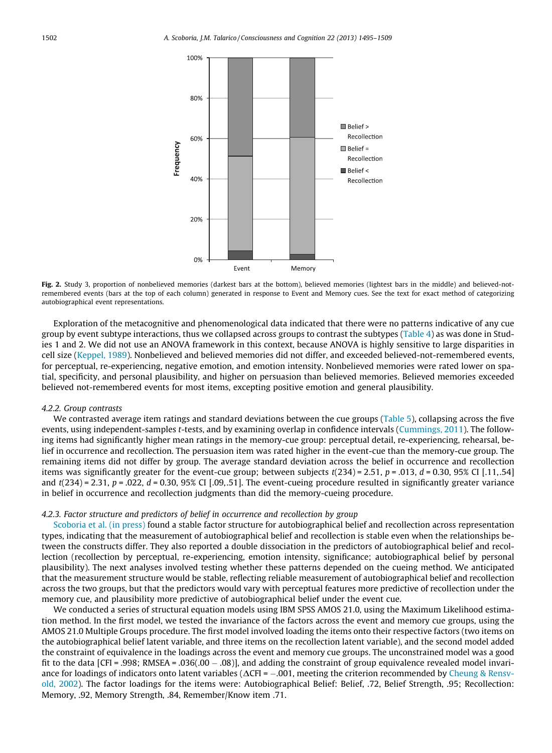**Fig. 2.** Study 3, proportion of nonbelieved memories (darkest bars at the bottom), believed memories (lightest bars in the middle) and believed-not-remembered events (bars at the top of each column) generated in response to Event and Memory cues. See the text for exact method of categorizing autobiographical event representations.

Exploration of the metacognitive and phenomenological data indicated that there were no patterns indicative of any cue group by event subtype interactions, thus we collapsed across groups to contrast the subtypes (Table 4) as was done in Studies 1 and 2. We did not use an ANOVA framework in this context, because ANOVA is highly sensitive to large disparities in cell size (Keppel, 1989). Nonbelieved and believed memories did not differ, and exceeded believed-not-remembered events, for perceptual, re-experiencing, negative emotion, and emotion intensity. Nonbelieved memories were rated lower on spatial, specificity, and personal plausibility, and higher on persuasion than believed memories. Believed memories exceeded believed not-remembered events for most items, excepting positive emotion and general plausibility.

#### 4.2.2. Group contrasts

We contrasted average item ratings and standard deviations between the cue groups (Table 5), collapsing across the five events, using independent-samples *t*-tests, and by examining overlap in confidence intervals (Cummings, 2011). The following items had significantly higher mean ratings in the memory-cue group: perceptual detail, re-experiencing, rehearsal, belief in occurrence and recollection. The persuasion item was rated higher in the event-cue than the memory-cue group. The remaining items did not differ by group. The average standard deviation across the belief in occurrence and recollection items was significantly greater for the event-cue group; between subjects $t(234) = 2.51$, $p = .013$, $d = 0.30$, 95% CI [.11,.54] and $t(234) = 2.31$, $p = .022$, $d = 0.30$, 95% CI [.09,.51]. The event-cueing procedure resulted in significantly greater variance in belief in occurrence and recollection judgments than did the memory-cueing procedure.

#### 4.2.3. Factor structure and predictors of belief in occurrence and recollection by group

Scoboria et al. (in press) found a stable factor structure for autobiographical belief and recollection across representation types, indicating that the measurement of autobiographical belief and recollection is stable even when the relationships between the constructs differ. They also reported a double dissociation in the predictors of autobiographical belief and recollection (recollection by perceptual, re-experiencing, emotion intensity, significance; autobiographical belief by personal plausibility). The next analyses involved testing whether these patterns depended on the cueing method. We anticipated that the measurement structure would be stable, reflecting reliable measurement of autobiographical belief and recollection across the two groups, but that the predictors would vary with perceptual features more predictive of recollection under the memory cue, and plausibility more predictive of autobiographical belief under the event cue.

We conducted a series of structural equation models using IBM SPSS AMOS 21.0, using the Maximum Likelihood estimation method. In the first model, we tested the invariance of the factors across the event and memory cue groups, using the AMOS 21.0 Multiple Groups procedure. The first model involved loading the items onto their respective factors (two items on the autobiographical belief latent variable, and three items on the recollection latent variable), and the second model added the constraint of equivalence in the loadings across the event and memory cue groups. The unconstrained model was a good fit to the data [CFI = .998; RMSEA = .036(.00 − .08)], and adding the constraint of group equivalence revealed model invariance for loadings of indicators onto latent variables ($\Delta$CFI = −.001, meeting the criterion recommended by Cheung & Rensvold, 2002). The factor loadings for the items were: Autobiographical Belief: Belief, .72, Belief Strength, .95; Recollection: Memory, .92, Memory Strength, .84, Remember/Know item .71.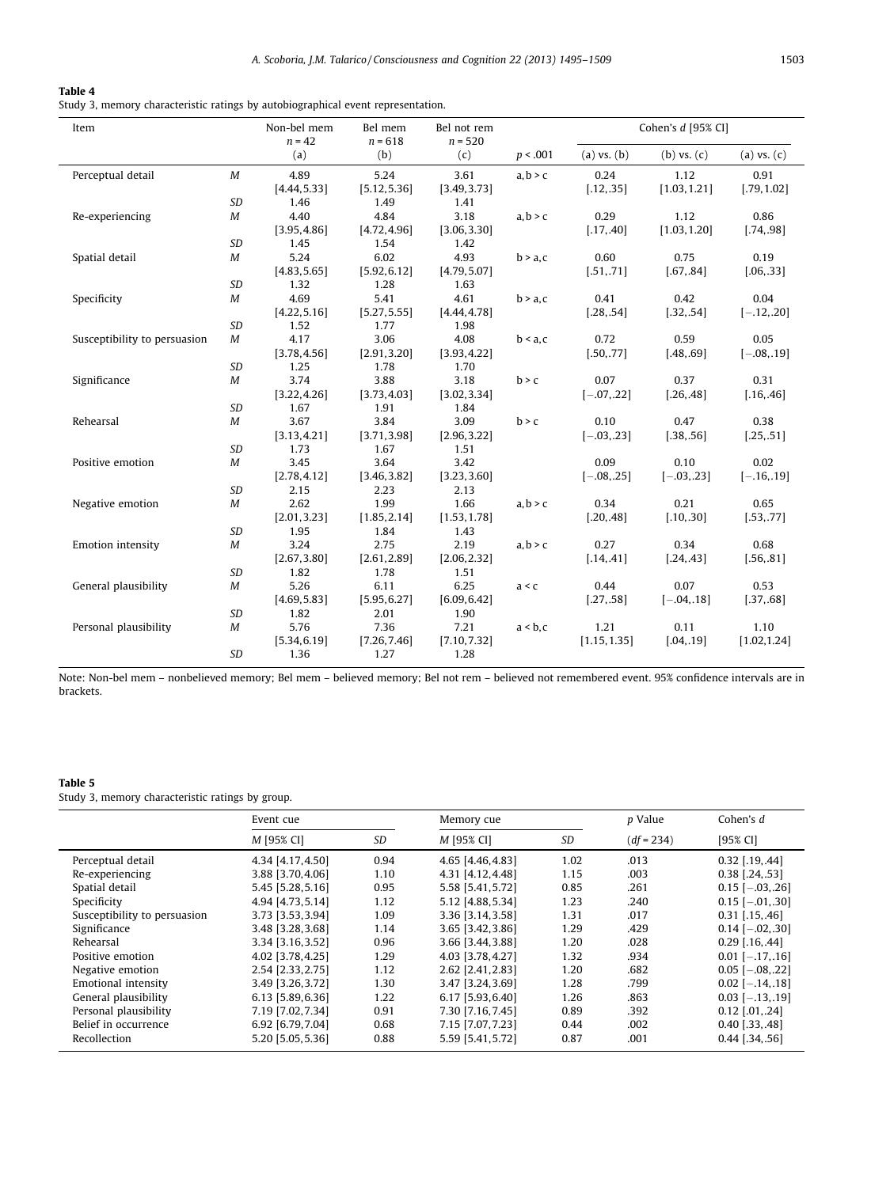**Table 4**
Study 3, memory characteristic ratings by autobiographical event representation.

| Item | | Non-bel mem $n = 42$ (a) | Bel mem $n = 618$ (b) | Bel not rem $n = 520$ (c) | $p < .001$ | Cohen's *d* [95% CI] (a) vs. (b) | (b) vs. (c) | (a) vs. (c) |
|---|---|---|---|---|---|---|---|---|
| Perceptual detail | *M* | 4.89 [4.44,5.33] | 5.24 [5.12,5.36] | 3.61 [3.49,3.73] | a,b > c | 0.24 [.12,.35] | 1.12 [1.03,1.21] | 0.91 [.79,1.02] |
| | *SD* | 1.46 | 1.49 | 1.41 | | | | |
| Re-experiencing | *M* | 4.40 [3.95,4.86] | 4.84 [4.72,4.96] | 3.18 [3.06,3.30] | a,b > c | 0.29 [.17,.40] | 1.12 [1.03,1.20] | 0.86 [.74,.98] |
| | *SD* | 1.45 | 1.54 | 1.42 | | | | |
| Spatial detail | *M* | 5.24 [4.83,5.65] | 6.02 [5.92,6.12] | 4.93 [4.79,5.07] | b > a,c | 0.60 [.51,.71] | 0.75 [.67,.84] | 0.19 [.06,.33] |
| | *SD* | 1.32 | 1.28 | 1.63 | | | | |
| Specificity | *M* | 4.69 [4.22,5.16] | 5.41 [5.27,5.55] | 4.61 [4.44,4.78] | b > a,c | 0.41 [.28,.54] | 0.42 [.32,.54] | 0.04 [−.12,.20] |
| | *SD* | 1.52 | 1.77 | 1.98 | | | | |
| Susceptibility to persuasion | *M* | 4.17 [3.78,4.56] | 3.06 [2.91,3.20] | 4.08 [3.93,4.22] | b < a,c | 0.72 [.50,.77] | 0.59 [.48,.69] | 0.05 [−.08,.19] |
| | *SD* | 1.25 | 1.78 | 1.70 | | | | |
| Significance | *M* | 3.74 [3.22,4.26] | 3.88 [3.73,4.03] | 3.18 [3.02,3.34] | b > c | 0.07 [−.07,.22] | 0.37 [.26,.48] | 0.31 [.16,.46] |
| | *SD* | 1.67 | 1.91 | 1.84 | | | | |
| Rehearsal | *M* | 3.67 [3.13,4.21] | 3.84 [3.71,3.98] | 3.09 [2.96,3.22] | b > c | 0.10 [−.03,.23] | 0.47 [.38,.56] | 0.38 [.25,.51] |
| | *SD* | 1.73 | 1.67 | 1.51 | | | | |
| Positive emotion | *M* | 3.45 [2.78,4.12] | 3.64 [3.46,3.82] | 3.42 [3.23,3.60] | | 0.09 [−.08,.25] | 0.10 [−.03,.23] | 0.02 [−.16,.19] |
| | *SD* | 2.15 | 2.23 | 2.13 | | | | |
| Negative emotion | *M* | 2.62 [2.01,3.23] | 1.99 [1.85,2.14] | 1.66 [1.53,1.78] | a,b > c | 0.34 [.20,.48] | 0.21 [.10,.30] | 0.65 [.53,.77] |
| | *SD* | 1.95 | 1.84 | 1.43 | | | | |
| Emotion intensity | *M* | 3.24 [2.67,3.80] | 2.75 [2.61,2.89] | 2.19 [2.06,2.32] | a,b > c | 0.27 [.14,.41] | 0.34 [.24,.43] | 0.68 [.56,.81] |
| | *SD* | 1.82 | 1.78 | 1.51 | | | | |
| General plausibility | *M* | 5.26 [4.69,5.83] | 6.11 [5.95,6.27] | 6.25 [6.09,6.42] | a < c | 0.44 [.27,.58] | 0.07 [−.04,.18] | 0.53 [.37,.68] |
| | *SD* | 1.82 | 2.01 | 1.90 | | | | |
| Personal plausibility | *M* | 5.76 [5.34,6.19] | 7.36 [7.26,7.46] | 7.21 [7.10,7.32] | a < b,c | 1.21 [1.15,1.35] | 0.11 [.04,.19] | 1.10 [1.02,1.24] |
| | *SD* | 1.36 | 1.27 | 1.28 | | | | |

Note: Non-bel mem – nonbelieved memory; Bel mem – believed memory; Bel not rem – believed not remembered event. 95% confidence intervals are in brackets.

**Table 5**
Study 3, memory characteristic ratings by group.

| | Event cue | | Memory cue | | *p* Value | Cohen's *d* |
|---|---|---|---|---|---|---|
| | *M* [95% CI] | *SD* | *M* [95% CI] | *SD* | ($df = 234$) | [95% CI] |
| Perceptual detail | 4.34 [4.17,4.50] | 0.94 | 4.65 [4.46,4.83] | 1.02 | .013 | 0.32 [.19,.44] |
| Re-experiencing | 3.88 [3.70,4.06] | 1.10 | 4.31 [4.12,4.48] | 1.15 | .003 | 0.38 [.24,.53] |
| Spatial detail | 5.45 [5.28,5.16] | 0.95 | 5.58 [5.41,5.72] | 0.85 | .261 | 0.15 [−.03,.26] |
| Specificity | 4.94 [4.73,5.14] | 1.12 | 5.12 [4.88,5.34] | 1.23 | .240 | 0.15 [−.01,.30] |
| Susceptibility to persuasion | 3.73 [3.53,3.94] | 1.09 | 3.36 [3.14,3.58] | 1.31 | .017 | 0.31 [.15,.46] |
| Significance | 3.48 [3.28,3.68] | 1.14 | 3.65 [3.42,3.86] | 1.29 | .429 | 0.14 [−.02,.30] |
| Rehearsal | 3.34 [3.16,3.52] | 0.96 | 3.66 [3.44,3.88] | 1.20 | .028 | 0.29 [.16,.44] |
| Positive emotion | 4.02 [3.78,4.25] | 1.29 | 4.03 [3.78,4.27] | 1.32 | .934 | 0.01 [−.17,.16] |
| Negative emotion | 2.54 [2.33,2.75] | 1.12 | 2.62 [2.41,2.83] | 1.20 | .682 | 0.05 [−.08,.22] |
| Emotional intensity | 3.49 [3.26,3.72] | 1.30 | 3.47 [3.24,3.69] | 1.28 | .799 | 0.02 [−.14,.18] |
| General plausibility | 6.13 [5.89,6.36] | 1.22 | 6.17 [5.93,6.40] | 1.26 | .863 | 0.03 [−.13,.19] |
| Personal plausibility | 7.19 [7.02,7.34] | 0.91 | 7.30 [7.16,7.45] | 0.89 | .392 | 0.12 [.01,.24] |
| Belief in occurrence | 6.92 [6.79,7.04] | 0.68 | 7.15 [7.07,7.23] | 0.44 | .002 | 0.40 [.33,.48] |
| Recollection | 5.20 [5.05,5.36] | 0.88 | 5.59 [5.41,5.72] | 0.87 | .001 | 0.44 [.34,.56] |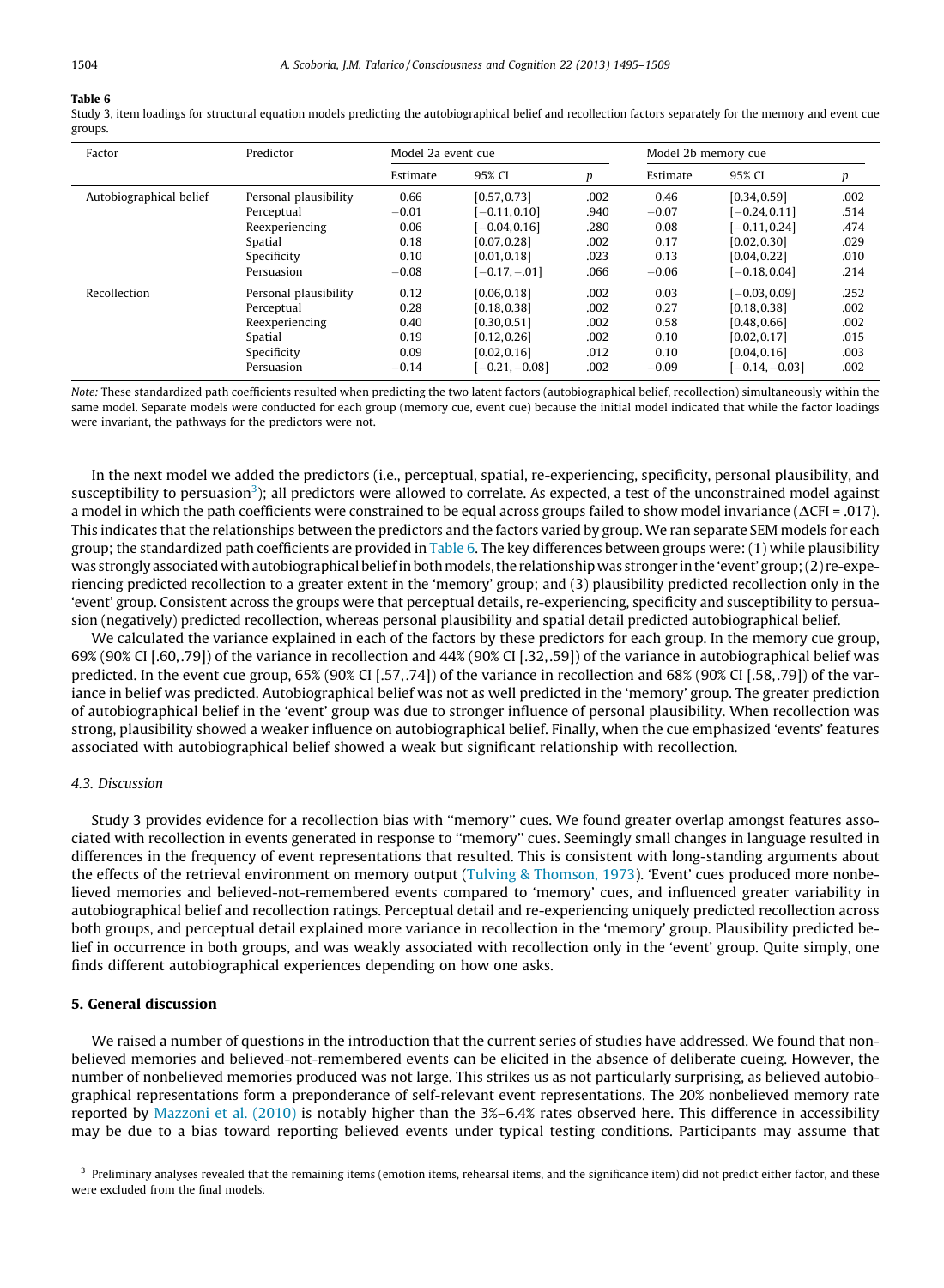**Table 6**

Study 3, item loadings for structural equation models predicting the autobiographical belief and recollection factors separately for the memory and event cue groups.

| Factor | Predictor | Model 2a event cue | | | Model 2b memory cue | | |
|---|---|---|---|---|---|---|---|
| | | Estimate | 95% CI | p | Estimate | 95% CI | p |
| Autobiographical belief | Personal plausibility | 0.66 | [0.57, 0.73] | .002 | 0.46 | [0.34, 0.59] | .002 |
| | Perceptual | −0.01 | [−0.11, 0.10] | .940 | −0.07 | [−0.24, 0.11] | .514 |
| | Reexperiencing | 0.06 | [−0.04, 0.16] | .280 | 0.08 | [−0.11, 0.24] | .474 |
| | Spatial | 0.18 | [0.07, 0.28] | .002 | 0.17 | [0.02, 0.30] | .029 |
| | Specificity | 0.10 | [0.01, 0.18] | .023 | 0.13 | [0.04, 0.22] | .010 |
| | Persuasion | −0.08 | [−0.17, −.01] | .066 | −0.06 | [−0.18, 0.04] | .214 |
| Recollection | Personal plausibility | 0.12 | [0.06, 0.18] | .002 | 0.03 | [−0.03, 0.09] | .252 |
| | Perceptual | 0.28 | [0.18, 0.38] | .002 | 0.27 | [0.18, 0.38] | .002 |
| | Reexperiencing | 0.40 | [0.30, 0.51] | .002 | 0.58 | [0.48, 0.66] | .002 |
| | Spatial | 0.19 | [0.12, 0.26] | .002 | 0.10 | [0.02, 0.17] | .015 |
| | Specificity | 0.09 | [0.02, 0.16] | .012 | 0.10 | [0.04, 0.16] | .003 |
| | Persuasion | −0.14 | [−0.21, −0.08] | .002 | −0.09 | [−0.14, −0.03] | .002 |

*Note:* These standardized path coefficients resulted when predicting the two latent factors (autobiographical belief, recollection) simultaneously within the same model. Separate models were conducted for each group (memory cue, event cue) because the initial model indicated that while the factor loadings were invariant, the pathways for the predictors were not.

In the next model we added the predictors (i.e., perceptual, spatial, re-experiencing, specificity, personal plausibility, and susceptibility to persuasion[3]); all predictors were allowed to correlate. As expected, a test of the unconstrained model against a model in which the path coefficients were constrained to be equal across groups failed to show model invariance ($\Delta$CFI = .017). This indicates that the relationships between the predictors and the factors varied by group. We ran separate SEM models for each group; the standardized path coefficients are provided in Table 6. The key differences between groups were: (1) while plausibility was strongly associated with autobiographical belief in both models, the relationship was stronger in the 'event' group; (2) re-experiencing predicted recollection to a greater extent in the 'memory' group; and (3) plausibility predicted recollection only in the 'event' group. Consistent across the groups were that perceptual details, re-experiencing, specificity and susceptibility to persuasion (negatively) predicted recollection, whereas personal plausibility and spatial detail predicted autobiographical belief.

We calculated the variance explained in each of the factors by these predictors for each group. In the memory cue group, 69% (90% CI [.60,.79]) of the variance in recollection and 44% (90% CI [.32,.59]) of the variance in autobiographical belief was predicted. In the event cue group, 65% (90% CI [.57,.74]) of the variance in recollection and 68% (90% CI [.58,.79]) of the variance in belief was predicted. Autobiographical belief was not as well predicted in the 'memory' group. The greater prediction of autobiographical belief in the 'event' group was due to stronger influence of personal plausibility. When recollection was strong, plausibility showed a weaker influence on autobiographical belief. Finally, when the cue emphasized 'events' features associated with autobiographical belief showed a weak but significant relationship with recollection.

### 4.3. Discussion

Study 3 provides evidence for a recollection bias with "memory" cues. We found greater overlap amongst features associated with recollection in events generated in response to "memory" cues. Seemingly small changes in language resulted in differences in the frequency of event representations that resulted. This is consistent with long-standing arguments about the effects of the retrieval environment on memory output (Tulving & Thomson, 1973). 'Event' cues produced more nonbelieved memories and believed-not-remembered events compared to 'memory' cues, and influenced greater variability in autobiographical belief and recollection ratings. Perceptual detail and re-experiencing uniquely predicted recollection across both groups, and perceptual detail explained more variance in recollection in the 'memory' group. Plausibility predicted belief in occurrence in both groups, and was weakly associated with recollection only in the 'event' group. Quite simply, one finds different autobiographical experiences depending on how one asks.

## 5. General discussion

We raised a number of questions in the introduction that the current series of studies have addressed. We found that nonbelieved memories and believed-not-remembered events can be elicited in the absence of deliberate cueing. However, the number of nonbelieved memories produced was not large. This strikes us as not particularly surprising, as believed autobiographical representations form a preponderance of self-relevant event representations. The 20% nonbelieved memory rate reported by Mazzoni et al. (2010) is notably higher than the 3%–6.4% rates observed here. This difference in accessibility may be due to a bias toward reporting believed events under typical testing conditions. Participants may assume that

[3] Preliminary analyses revealed that the remaining items (emotion items, rehearsal items, and the significance item) did not predict either factor, and these were excluded from the final models.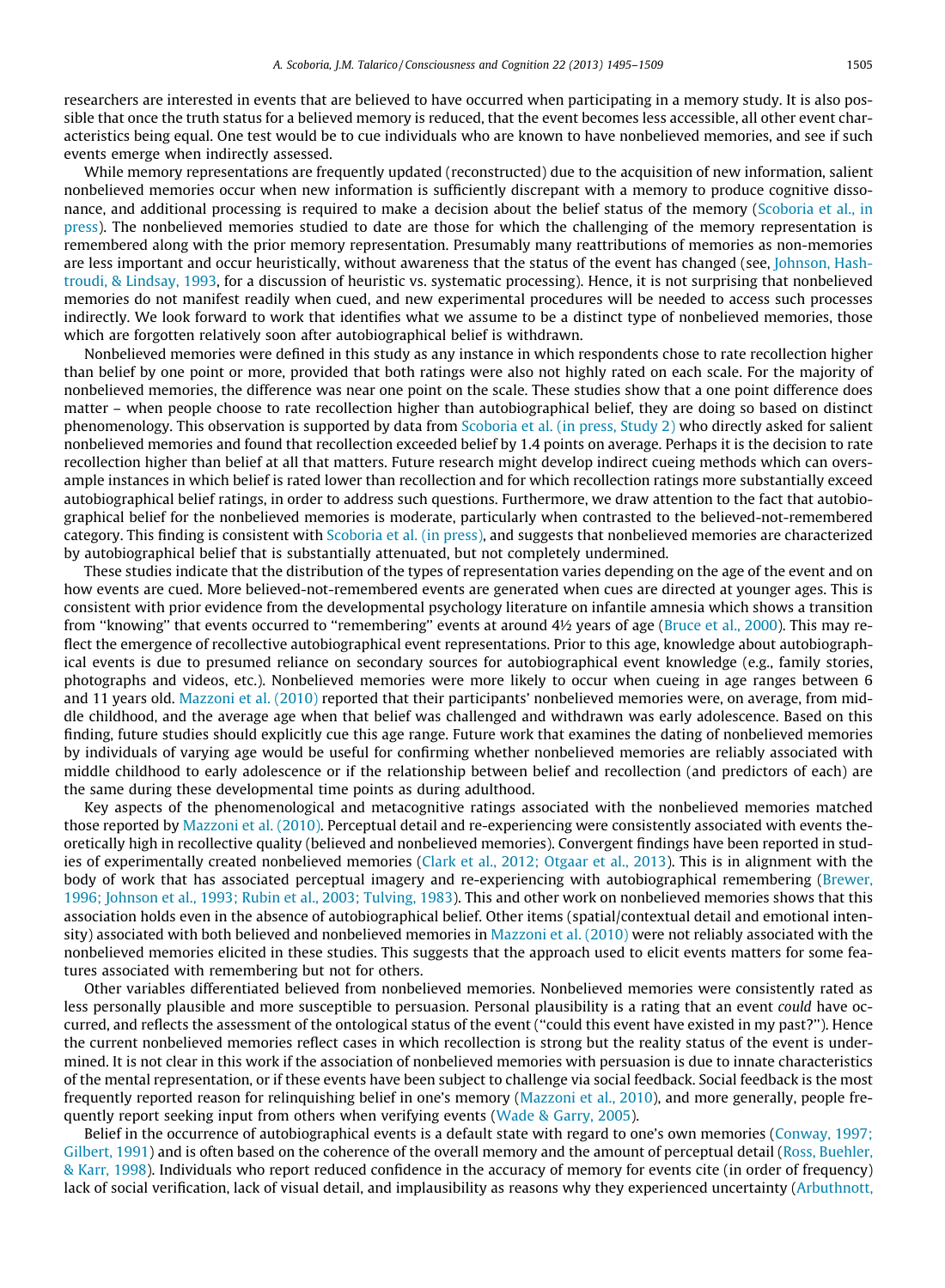researchers are interested in events that are believed to have occurred when participating in a memory study. It is also possible that once the truth status for a believed memory is reduced, that the event becomes less accessible, all other event characteristics being equal. One test would be to cue individuals who are known to have nonbelieved memories, and see if such events emerge when indirectly assessed.

While memory representations are frequently updated (reconstructed) due to the acquisition of new information, salient nonbelieved memories occur when new information is sufficiently discrepant with a memory to produce cognitive dissonance, and additional processing is required to make a decision about the belief status of the memory (Scoboria et al., in press). The nonbelieved memories studied to date are those for which the challenging of the memory representation is remembered along with the prior memory representation. Presumably many reattributions of memories as non-memories are less important and occur heuristically, without awareness that the status of the event has changed (see, Johnson, Hashtroudi, & Lindsay, 1993, for a discussion of heuristic vs. systematic processing). Hence, it is not surprising that nonbelieved memories do not manifest readily when cued, and new experimental procedures will be needed to access such processes indirectly. We look forward to work that identifies what we assume to be a distinct type of nonbelieved memories, those which are forgotten relatively soon after autobiographical belief is withdrawn.

Nonbelieved memories were defined in this study as any instance in which respondents chose to rate recollection higher than belief by one point or more, provided that both ratings were also not highly rated on each scale. For the majority of nonbelieved memories, the difference was near one point on the scale. These studies show that a one point difference does matter – when people choose to rate recollection higher than autobiographical belief, they are doing so based on distinct phenomenology. This observation is supported by data from Scoboria et al. (in press, Study 2) who directly asked for salient nonbelieved memories and found that recollection exceeded belief by 1.4 points on average. Perhaps it is the decision to rate recollection higher than belief at all that matters. Future research might develop indirect cueing methods which can oversample instances in which belief is rated lower than recollection and for which recollection ratings more substantially exceed autobiographical belief ratings, in order to address such questions. Furthermore, we draw attention to the fact that autobiographical belief for the nonbelieved memories is moderate, particularly when contrasted to the believed-not-remembered category. This finding is consistent with Scoboria et al. (in press), and suggests that nonbelieved memories are characterized by autobiographical belief that is substantially attenuated, but not completely undermined.

These studies indicate that the distribution of the types of representation varies depending on the age of the event and on how events are cued. More believed-not-remembered events are generated when cues are directed at younger ages. This is consistent with prior evidence from the developmental psychology literature on infantile amnesia which shows a transition from ''knowing'' that events occurred to ''remembering'' events at around 4½ years of age (Bruce et al., 2000). This may reflect the emergence of recollective autobiographical event representations. Prior to this age, knowledge about autobiographical events is due to presumed reliance on secondary sources for autobiographical event knowledge (e.g., family stories, photographs and videos, etc.). Nonbelieved memories were more likely to occur when cueing in age ranges between 6 and 11 years old. Mazzoni et al. (2010) reported that their participants' nonbelieved memories were, on average, from middle childhood, and the average age when that belief was challenged and withdrawn was early adolescence. Based on this finding, future studies should explicitly cue this age range. Future work that examines the dating of nonbelieved memories by individuals of varying age would be useful for confirming whether nonbelieved memories are reliably associated with middle childhood to early adolescence or if the relationship between belief and recollection (and predictors of each) are the same during these developmental time points as during adulthood.

Key aspects of the phenomenological and metacognitive ratings associated with the nonbelieved memories matched those reported by Mazzoni et al. (2010). Perceptual detail and re-experiencing were consistently associated with events theoretically high in recollective quality (believed and nonbelieved memories). Convergent findings have been reported in studies of experimentally created nonbelieved memories (Clark et al., 2012; Otgaar et al., 2013). This is in alignment with the body of work that has associated perceptual imagery and re-experiencing with autobiographical remembering (Brewer, 1996; Johnson et al., 1993; Rubin et al., 2003; Tulving, 1983). This and other work on nonbelieved memories shows that this association holds even in the absence of autobiographical belief. Other items (spatial/contextual detail and emotional intensity) associated with both believed and nonbelieved memories in Mazzoni et al. (2010) were not reliably associated with the nonbelieved memories elicited in these studies. This suggests that the approach used to elicit events matters for some features associated with remembering but not for others.

Other variables differentiated believed from nonbelieved memories. Nonbelieved memories were consistently rated as less personally plausible and more susceptible to persuasion. Personal plausibility is a rating that an event *could* have occurred, and reflects the assessment of the ontological status of the event (''could this event have existed in my past?''). Hence the current nonbelieved memories reflect cases in which recollection is strong but the reality status of the event is undermined. It is not clear in this work if the association of nonbelieved memories with persuasion is due to innate characteristics of the mental representation, or if these events have been subject to challenge via social feedback. Social feedback is the most frequently reported reason for relinquishing belief in one's memory (Mazzoni et al., 2010), and more generally, people frequently report seeking input from others when verifying events (Wade & Garry, 2005).

Belief in the occurrence of autobiographical events is a default state with regard to one's own memories (Conway, 1997; Gilbert, 1991) and is often based on the coherence of the overall memory and the amount of perceptual detail (Ross, Buehler, & Karr, 1998). Individuals who report reduced confidence in the accuracy of memory for events cite (in order of frequency) lack of social verification, lack of visual detail, and implausibility as reasons why they experienced uncertainty (Arbuthnott,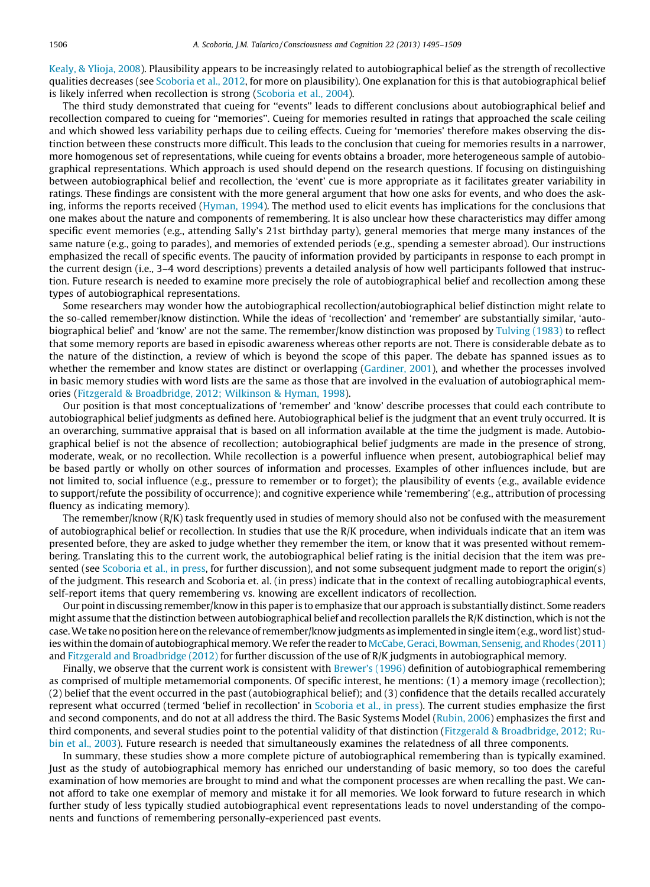Kealy, & Ylioja, 2008). Plausibility appears to be increasingly related to autobiographical belief as the strength of recollective qualities decreases (see Scoboria et al., 2012, for more on plausibility). One explanation for this is that autobiographical belief is likely inferred when recollection is strong (Scoboria et al., 2004).

The third study demonstrated that cueing for "events" leads to different conclusions about autobiographical belief and recollection compared to cueing for "memories". Cueing for memories resulted in ratings that approached the scale ceiling and which showed less variability perhaps due to ceiling effects. Cueing for 'memories' therefore makes observing the distinction between these constructs more difficult. This leads to the conclusion that cueing for memories results in a narrower, more homogenous set of representations, while cueing for events obtains a broader, more heterogeneous sample of autobiographical representations. Which approach is used should depend on the research questions. If focusing on distinguishing between autobiographical belief and recollection, the 'event' cue is more appropriate as it facilitates greater variability in ratings. These findings are consistent with the more general argument that how one asks for events, and who does the asking, informs the reports received (Hyman, 1994). The method used to elicit events has implications for the conclusions that one makes about the nature and components of remembering. It is also unclear how these characteristics may differ among specific event memories (e.g., attending Sally's 21st birthday party), general memories that merge many instances of the same nature (e.g., going to parades), and memories of extended periods (e.g., spending a semester abroad). Our instructions emphasized the recall of specific events. The paucity of information provided by participants in response to each prompt in the current design (i.e., 3–4 word descriptions) prevents a detailed analysis of how well participants followed that instruction. Future research is needed to examine more precisely the role of autobiographical belief and recollection among these types of autobiographical representations.

Some researchers may wonder how the autobiographical recollection/autobiographical belief distinction might relate to the so-called remember/know distinction. While the ideas of 'recollection' and 'remember' are substantially similar, 'autobiographical belief' and 'know' are not the same. The remember/know distinction was proposed by Tulving (1983) to reflect that some memory reports are based in episodic awareness whereas other reports are not. There is considerable debate as to the nature of the distinction, a review of which is beyond the scope of this paper. The debate has spanned issues as to whether the remember and know states are distinct or overlapping (Gardiner, 2001), and whether the processes involved in basic memory studies with word lists are the same as those that are involved in the evaluation of autobiographical memories (Fitzgerald & Broadbridge, 2012; Wilkinson & Hyman, 1998).

Our position is that most conceptualizations of 'remember' and 'know' describe processes that could each contribute to autobiographical belief judgments as defined here. Autobiographical belief is the judgment that an event truly occurred. It is an overarching, summative appraisal that is based on all information available at the time the judgment is made. Autobiographical belief is not the absence of recollection; autobiographical belief judgments are made in the presence of strong, moderate, weak, or no recollection. While recollection is a powerful influence when present, autobiographical belief may be based partly or wholly on other sources of information and processes. Examples of other influences include, but are not limited to, social influence (e.g., pressure to remember or to forget); the plausibility of events (e.g., available evidence to support/refute the possibility of occurrence); and cognitive experience while 'remembering' (e.g., attribution of processing fluency as indicating memory).

The remember/know (R/K) task frequently used in studies of memory should also not be confused with the measurement of autobiographical belief or recollection. In studies that use the R/K procedure, when individuals indicate that an item was presented before, they are asked to judge whether they remember the item, or know that it was presented without remembering. Translating this to the current work, the autobiographical belief rating is the initial decision that the item was presented (see Scoboria et al., in press, for further discussion), and not some subsequent judgment made to report the origin(s) of the judgment. This research and Scoboria et. al. (in press) indicate that in the context of recalling autobiographical events, self-report items that query remembering vs. knowing are excellent indicators of recollection.

Our point in discussing remember/know in this paper is to emphasize that our approach is substantially distinct. Some readers might assume that the distinction between autobiographical belief and recollection parallels the R/K distinction, which is not the case. We take no position here on the relevance of remember/know judgments as implemented in single item (e.g., word list) studies within the domain of autobiographical memory. We refer the reader to McCabe, Geraci, Bowman, Sensenig, and Rhodes (2011) and Fitzgerald and Broadbridge (2012) for further discussion of the use of R/K judgments in autobiographical memory.

Finally, we observe that the current work is consistent with Brewer's (1996) definition of autobiographical remembering as comprised of multiple metamemorial components. Of specific interest, he mentions: (1) a memory image (recollection); (2) belief that the event occurred in the past (autobiographical belief); and (3) confidence that the details recalled accurately represent what occurred (termed 'belief in recollection' in Scoboria et al., in press). The current studies emphasize the first and second components, and do not at all address the third. The Basic Systems Model (Rubin, 2006) emphasizes the first and third components, and several studies point to the potential validity of that distinction (Fitzgerald & Broadbridge, 2012; Rubin et al., 2003). Future research is needed that simultaneously examines the relatedness of all three components.

In summary, these studies show a more complete picture of autobiographical remembering than is typically examined. Just as the study of autobiographical memory has enriched our understanding of basic memory, so too does the careful examination of how memories are brought to mind and what the component processes are when recalling the past. We cannot afford to take one exemplar of memory and mistake it for all memories. We look forward to future research in which further study of less typically studied autobiographical event representations leads to novel understanding of the components and functions of remembering personally-experienced past events.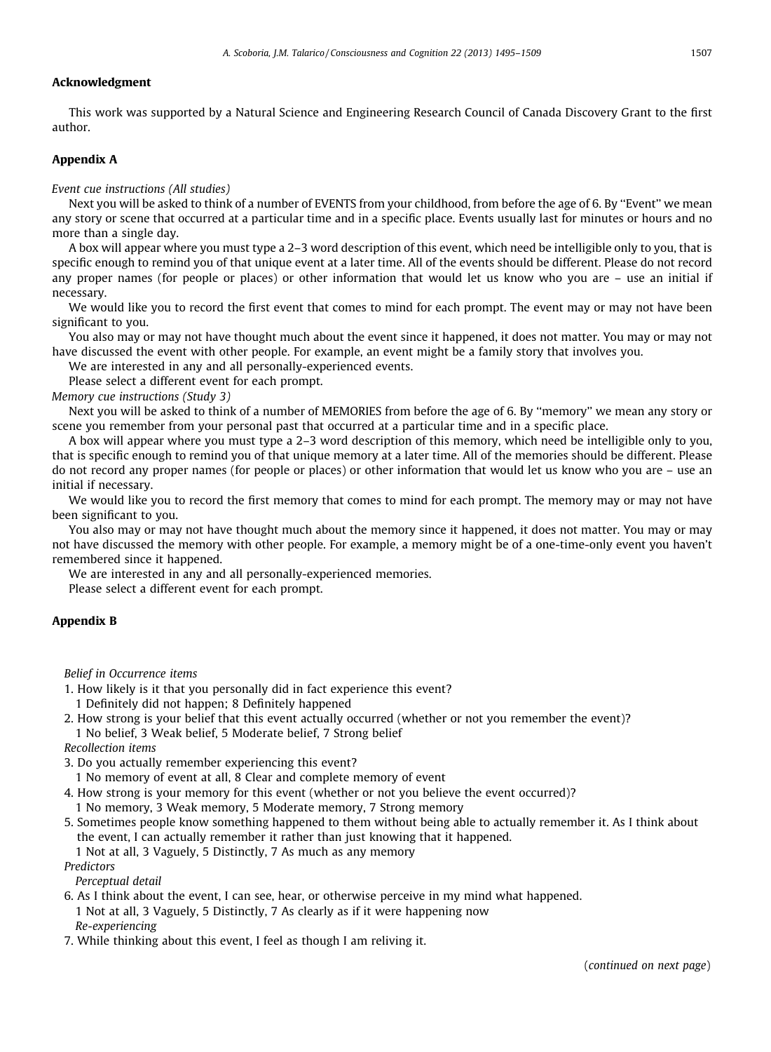## Acknowledgment

This work was supported by a Natural Science and Engineering Research Council of Canada Discovery Grant to the first author.

## Appendix A

*Event cue instructions (All studies)*

Next you will be asked to think of a number of EVENTS from your childhood, from before the age of 6. By ''Event'' we mean any story or scene that occurred at a particular time and in a specific place. Events usually last for minutes or hours and no more than a single day.

A box will appear where you must type a 2–3 word description of this event, which need be intelligible only to you, that is specific enough to remind you of that unique event at a later time. All of the events should be different. Please do not record any proper names (for people or places) or other information that would let us know who you are – use an initial if necessary.

We would like you to record the first event that comes to mind for each prompt. The event may or may not have been significant to you.

You also may or may not have thought much about the event since it happened, it does not matter. You may or may not have discussed the event with other people. For example, an event might be a family story that involves you.

We are interested in any and all personally-experienced events.

Please select a different event for each prompt.

*Memory cue instructions (Study 3)*

Next you will be asked to think of a number of MEMORIES from before the age of 6. By ''memory'' we mean any story or scene you remember from your personal past that occurred at a particular time and in a specific place.

A box will appear where you must type a 2–3 word description of this memory, which need be intelligible only to you, that is specific enough to remind you of that unique memory at a later time. All of the memories should be different. Please do not record any proper names (for people or places) or other information that would let us know who you are – use an initial if necessary.

We would like you to record the first memory that comes to mind for each prompt. The memory may or may not have been significant to you.

You also may or may not have thought much about the memory since it happened, it does not matter. You may or may not have discussed the memory with other people. For example, a memory might be of a one-time-only event you haven't remembered since it happened.

We are interested in any and all personally-experienced memories.

Please select a different event for each prompt.

## Appendix B

*Belief in Occurrence items*

1. How likely is it that you personally did in fact experience this event?
   1 Definitely did not happen; 8 Definitely happened
2. How strong is your belief that this event actually occurred (whether or not you remember the event)?
   1 No belief, 3 Weak belief, 5 Moderate belief, 7 Strong belief

*Recollection items*

3. Do you actually remember experiencing this event?
   1 No memory of event at all, 8 Clear and complete memory of event
4. How strong is your memory for this event (whether or not you believe the event occurred)?
   1 No memory, 3 Weak memory, 5 Moderate memory, 7 Strong memory
5. Sometimes people know something happened to them without being able to actually remember it. As I think about the event, I can actually remember it rather than just knowing that it happened.
   1 Not at all, 3 Vaguely, 5 Distinctly, 7 As much as any memory

*Predictors*

*Perceptual detail*

6. As I think about the event, I can see, hear, or otherwise perceive in my mind what happened.
   1 Not at all, 3 Vaguely, 5 Distinctly, 7 As clearly as if it were happening now

   *Re-experiencing*

7. While thinking about this event, I feel as though I am reliving it.

(*continued on next page*)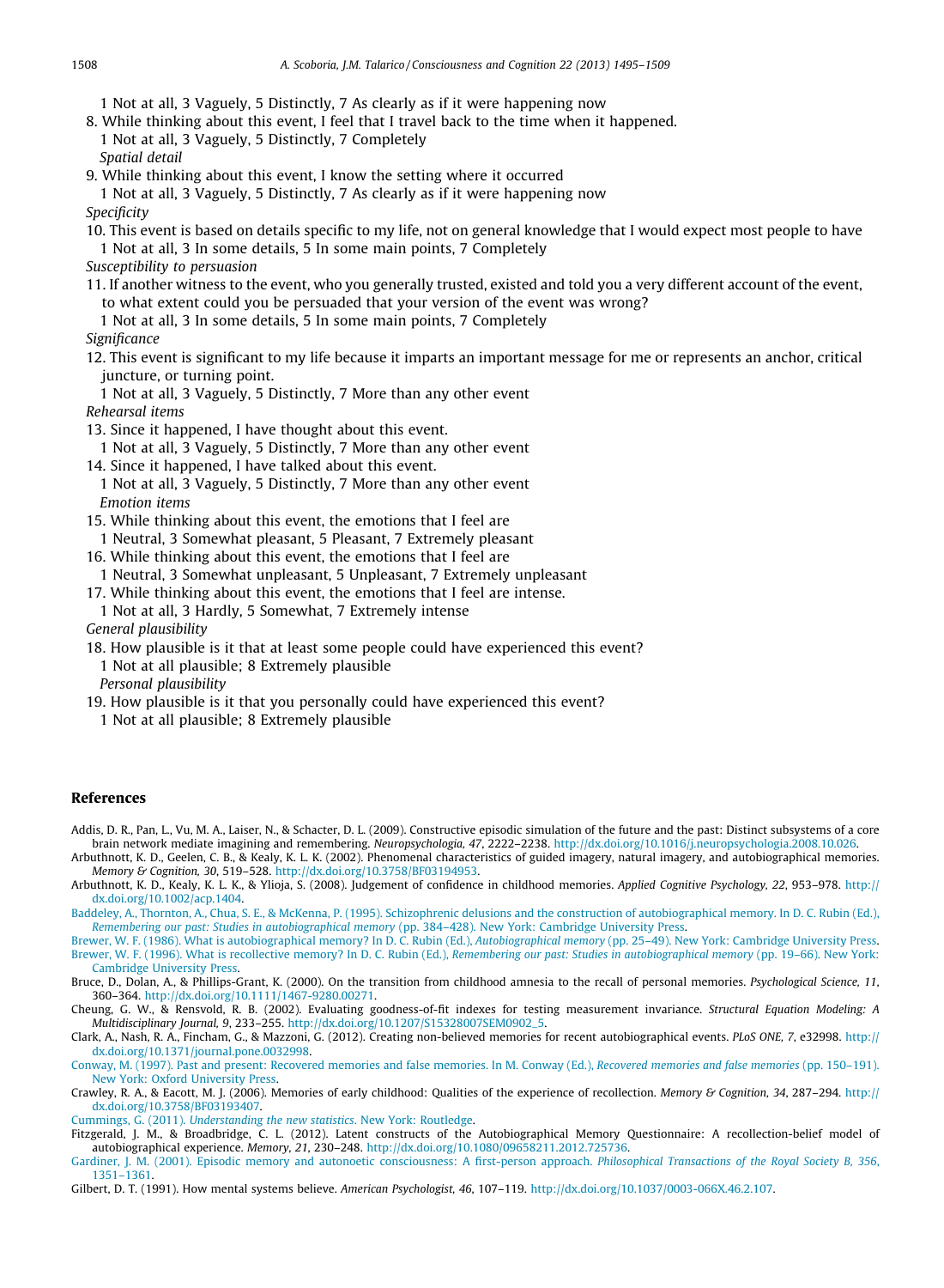1 Not at all, 3 Vaguely, 5 Distinctly, 7 As clearly as if it were happening now

8. While thinking about this event, I feel that I travel back to the time when it happened.
   1 Not at all, 3 Vaguely, 5 Distinctly, 7 Completely

   *Spatial detail*

9. While thinking about this event, I know the setting where it occurred
   1 Not at all, 3 Vaguely, 5 Distinctly, 7 As clearly as if it were happening now

*Specificity*

10. This event is based on details specific to my life, not on general knowledge that I would expect most people to have
    1 Not at all, 3 In some details, 5 In some main points, 7 Completely

*Susceptibility to persuasion*

11. If another witness to the event, who you generally trusted, existed and told you a very different account of the event, to what extent could you be persuaded that your version of the event was wrong?
    1 Not at all, 3 In some details, 5 In some main points, 7 Completely

*Significance*

12. This event is significant to my life because it imparts an important message for me or represents an anchor, critical juncture, or turning point.
    1 Not at all, 3 Vaguely, 5 Distinctly, 7 More than any other event

*Rehearsal items*

13. Since it happened, I have thought about this event.
    1 Not at all, 3 Vaguely, 5 Distinctly, 7 More than any other event
14. Since it happened, I have talked about this event.
    1 Not at all, 3 Vaguely, 5 Distinctly, 7 More than any other event

    *Emotion items*

15. While thinking about this event, the emotions that I feel are
    1 Neutral, 3 Somewhat pleasant, 5 Pleasant, 7 Extremely pleasant
16. While thinking about this event, the emotions that I feel are
    1 Neutral, 3 Somewhat unpleasant, 5 Unpleasant, 7 Extremely unpleasant
17. While thinking about this event, the emotions that I feel are intense.
    1 Not at all, 3 Hardly, 5 Somewhat, 7 Extremely intense

*General plausibility*

18. How plausible is it that at least some people could have experienced this event?
    1 Not at all plausible; 8 Extremely plausible

    *Personal plausibility*

19. How plausible is it that you personally could have experienced this event?
    1 Not at all plausible; 8 Extremely plausible

## References

Addis, D. R., Pan, L., Vu, M. A., Laiser, N., & Schacter, D. L. (2009). Constructive episodic simulation of the future and the past: Distinct subsystems of a core brain network mediate imagining and remembering. *Neuropsychologia, 47*, 2222–2238. http://dx.doi.org/10.1016/j.neuropsychologia.2008.10.026.

Arbuthnott, K. D., Geelen, C. B., & Kealy, K. L. K. (2002). Phenomenal characteristics of guided imagery, natural imagery, and autobiographical memories. *Memory & Cognition, 30*, 519–528. http://dx.doi.org/10.3758/BF03194953.

Arbuthnott, K. D., Kealy, K. L. K., & Ylioja, S. (2008). Judgement of confidence in childhood memories. *Applied Cognitive Psychology, 22*, 953–978. http://dx.doi.org/10.1002/acp.1404.

Baddeley, A., Thornton, A., Chua, S. E., & McKenna, P. (1995). Schizophrenic delusions and the construction of autobiographical memory. In D. C. Rubin (Ed.), *Remembering our past: Studies in autobiographical memory* (pp. 384–428). New York: Cambridge University Press.

Brewer, W. F. (1986). What is autobiographical memory? In D. C. Rubin (Ed.), *Autobiographical memory* (pp. 25–49). New York: Cambridge University Press.

Brewer, W. F. (1996). What is recollective memory? In D. C. Rubin (Ed.), *Remembering our past: Studies in autobiographical memory* (pp. 19–66). New York: Cambridge University Press.

Bruce, D., Dolan, A., & Phillips-Grant, K. (2000). On the transition from childhood amnesia to the recall of personal memories. *Psychological Science, 11*, 360–364. http://dx.doi.org/10.1111/1467-9280.00271.

Cheung, G. W., & Rensvold, R. B. (2002). Evaluating goodness-of-fit indexes for testing measurement invariance. *Structural Equation Modeling: A Multidisciplinary Journal, 9*, 233–255. http://dx.doi.org/10.1207/S15328007SEM0902_5.

Clark, A., Nash, R. A., Fincham, G., & Mazzoni, G. (2012). Creating non-believed memories for recent autobiographical events. *PLoS ONE, 7*, e32998. http://dx.doi.org/10.1371/journal.pone.0032998.

Conway, M. (1997). Past and present: Recovered memories and false memories. In M. Conway (Ed.), *Recovered memories and false memories* (pp. 150–191). New York: Oxford University Press.

Crawley, R. A., & Eacott, M. J. (2006). Memories of early childhood: Qualities of the experience of recollection. *Memory & Cognition, 34*, 287–294. http://dx.doi.org/10.3758/BF03193407.

Cummings, G. (2011). *Understanding the new statistics*. New York: Routledge.

Fitzgerald, J. M., & Broadbridge, C. L. (2012). Latent constructs of the Autobiographical Memory Questionnaire: A recollection-belief model of autobiographical experience. *Memory, 21*, 230–248. http://dx.doi.org/10.1080/09658211.2012.725736.

Gardiner, J. M. (2001). Episodic memory and autonoetic consciousness: A first-person approach. *Philosophical Transactions of the Royal Society B, 356*, 1351–1361.

Gilbert, D. T. (1991). How mental systems believe. *American Psychologist, 46*, 107–119. http://dx.doi.org/10.1037/0003-066X.46.2.107.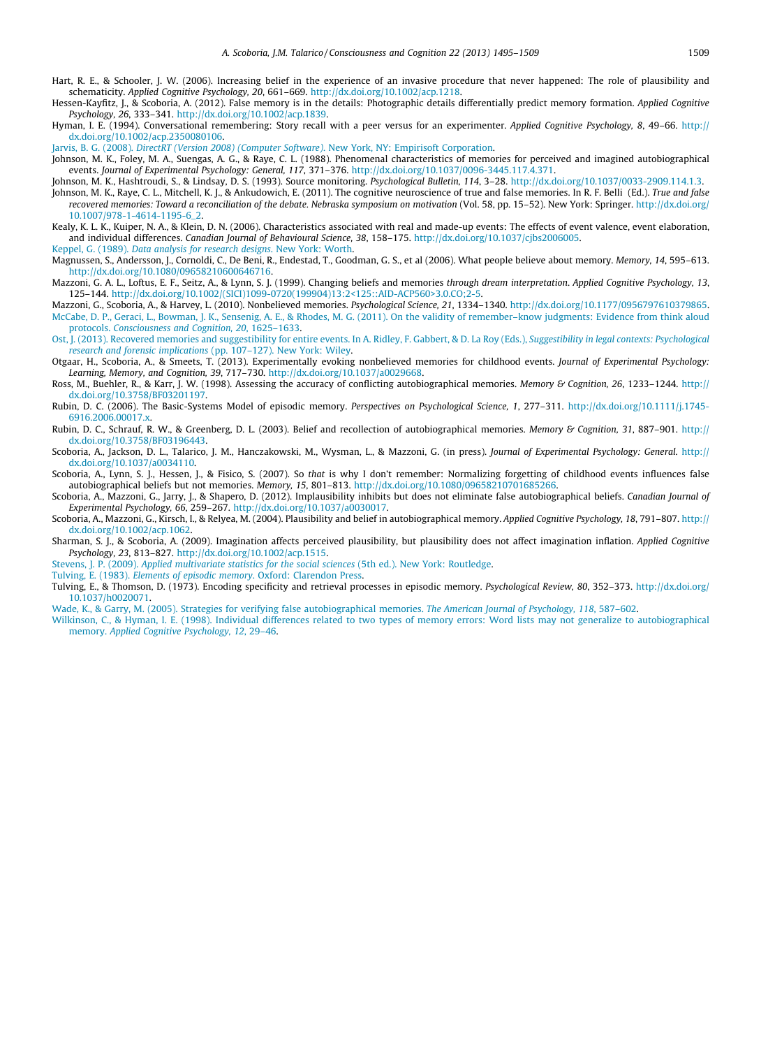Hart, R. E., & Schooler, J. W. (2006). Increasing belief in the experience of an invasive procedure that never happened: The role of plausibility and schematicity. *Applied Cognitive Psychology, 20*, 661–669. http://dx.doi.org/10.1002/acp.1218.

Hessen-Kayfitz, J., & Scoboria, A. (2012). False memory is in the details: Photographic details differentially predict memory formation. *Applied Cognitive Psychology, 26*, 333–341. http://dx.doi.org/10.1002/acp.1839.

Hyman, I. E. (1994). Conversational remembering: Story recall with a peer versus for an experimenter. *Applied Cognitive Psychology, 8*, 49–66. http://dx.doi.org/10.1002/acp.2350080106.

Jarvis, B. G. (2008). *DirectRT (Version 2008) (Computer Software)*. New York, NY: Empirisoft Corporation.

Johnson, M. K., Foley, M. A., Suengas, A. G., & Raye, C. L. (1988). Phenomenal characteristics of memories for perceived and imagined autobiographical events. *Journal of Experimental Psychology: General, 117*, 371–376. http://dx.doi.org/10.1037/0096-3445.117.4.371.

Johnson, M. K., Hashtroudi, S., & Lindsay, D. S. (1993). Source monitoring. *Psychological Bulletin, 114*, 3–28. http://dx.doi.org/10.1037/0033-2909.114.1.3.

Johnson, M. K., Raye, C. L., Mitchell, K. J., & Ankudowich, E. (2011). The cognitive neuroscience of true and false memories. In R. F. Belli (Ed.). *True and false recovered memories: Toward a reconciliation of the debate. Nebraska symposium on motivation* (Vol. 58, pp. 15–52). New York: Springer. http://dx.doi.org/10.1007/978-1-4614-1195-6_2.

Kealy, K. L. K., Kuiper, N. A., & Klein, D. N. (2006). Characteristics associated with real and made-up events: The effects of event valence, event elaboration, and individual differences. *Canadian Journal of Behavioural Science, 38*, 158–175. http://dx.doi.org/10.1037/cjbs2006005.

Keppel, G. (1989). *Data analysis for research designs*. New York: Worth.

Magnussen, S., Andersson, J., Cornoldi, C., De Beni, R., Endestad, T., Goodman, G. S., et al (2006). What people believe about memory. *Memory, 14*, 595–613. http://dx.doi.org/10.1080/09658210600646716.

Mazzoni, G. A. L., Loftus, E. F., Seitz, A., & Lynn, S. J. (1999). Changing beliefs and memories *through dream interpretation*. *Applied Cognitive Psychology, 13*, 125–144. http://dx.doi.org/10.1002/(SICI)1099-0720(199904)13:2<125::AID-ACP560>3.0.CO;2-5.

Mazzoni, G., Scoboria, A., & Harvey, L. (2010). Nonbelieved memories. *Psychological Science, 21*, 1334–1340. http://dx.doi.org/10.1177/0956797610379865.

McCabe, D. P., Geraci, L., Bowman, J. K., Sensenig, A. E., & Rhodes, M. G. (2011). On the validity of remember–know judgments: Evidence from think aloud protocols. *Consciousness and Cognition, 20*, 1625–1633.

Ost, J. (2013). Recovered memories and suggestibility for entire events. In A. Ridley, F. Gabbert, & D. La Roy (Eds.), *Suggestibility in legal contexts: Psychological research and forensic implications* (pp. 107–127). New York: Wiley.

Otgaar, H., Scoboria, A., & Smeets, T. (2013). Experimentally evoking nonbelieved memories for childhood events. *Journal of Experimental Psychology: Learning, Memory, and Cognition, 39*, 717–730. http://dx.doi.org/10.1037/a0029668.

Ross, M., Buehler, R., & Karr, J. W. (1998). Assessing the accuracy of conflicting autobiographical memories. *Memory & Cognition, 26*, 1233–1244. http://dx.doi.org/10.3758/BF03201197.

Rubin, D. C. (2006). The Basic-Systems Model of episodic memory. *Perspectives on Psychological Science, 1*, 277–311. http://dx.doi.org/10.1111/j.1745-6916.2006.00017.x.

Rubin, D. C., Schrauf, R. W., & Greenberg, D. L. (2003). Belief and recollection of autobiographical memories. *Memory & Cognition, 31*, 887–901. http://dx.doi.org/10.3758/BF03196443.

Scoboria, A., Jackson, D. L., Talarico, J. M., Hanczakowski, M., Wysman, L., & Mazzoni, G. (in press). *Journal of Experimental Psychology: General*. http://dx.doi.org/10.1037/a0034110.

Scoboria, A., Lynn, S. J., Hessen, J., & Fisico, S. (2007). So *that* is why I don't remember: Normalizing forgetting of childhood events influences false autobiographical beliefs but not memories. *Memory, 15*, 801–813. http://dx.doi.org/10.1080/09658210701685266.

Scoboria, A., Mazzoni, G., Jarry, J., & Shapero, D. (2012). Implausibility inhibits but does not eliminate false autobiographical beliefs. *Canadian Journal of Experimental Psychology, 66*, 259–267. http://dx.doi.org/10.1037/a0030017.

Scoboria, A., Mazzoni, G., Kirsch, I., & Relyea, M. (2004). Plausibility and belief in autobiographical memory. *Applied Cognitive Psychology, 18*, 791–807. http://dx.doi.org/10.1002/acp.1062.

Sharman, S. J., & Scoboria, A. (2009). Imagination affects perceived plausibility, but plausibility does not affect imagination inflation. *Applied Cognitive Psychology, 23*, 813–827. http://dx.doi.org/10.1002/acp.1515.

Stevens, J. P. (2009). *Applied multivariate statistics for the social sciences* (5th ed.). New York: Routledge.

Tulving, E. (1983). *Elements of episodic memory*. Oxford: Clarendon Press.

Tulving, E., & Thomson, D. (1973). Encoding specificity and retrieval processes in episodic memory. *Psychological Review, 80*, 352–373. http://dx.doi.org/10.1037/h0020071.

Wade, K., & Garry, M. (2005). Strategies for verifying false autobiographical memories. *The American Journal of Psychology, 118*, 587–602.

Wilkinson, C., & Hyman, I. E. (1998). Individual differences related to two types of memory errors: Word lists may not generalize to autobiographical memory. *Applied Cognitive Psychology, 12*, 29–46.